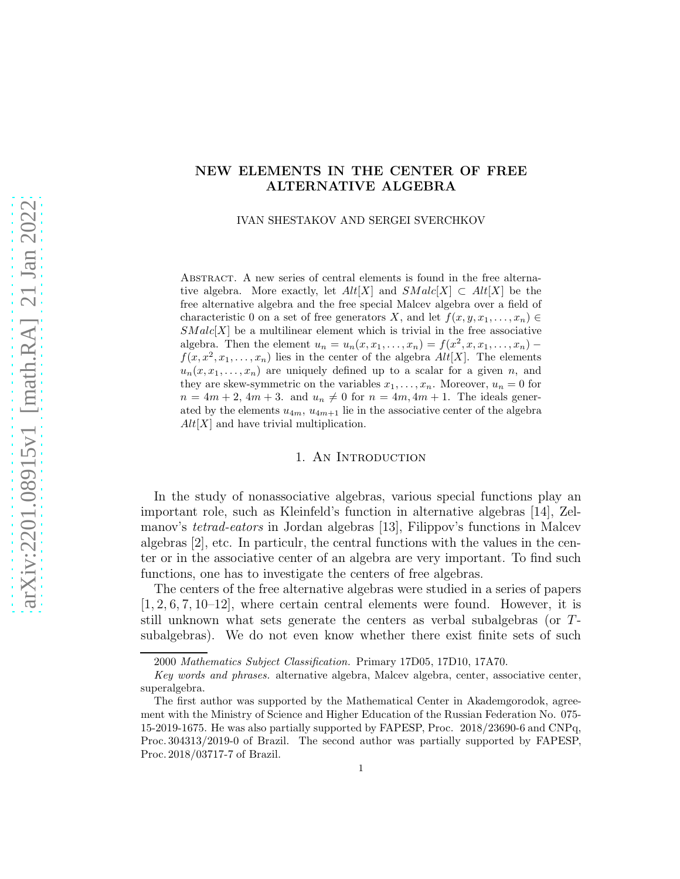# NEW ELEMENTS IN THE CENTER OF FREE ALTERNATIVE ALGEBRA

IVAN SHESTAKOV AND SERGEI SVERCHKOV

Abstract. A new series of central elements is found in the free alternative algebra. More exactly, let $Alt[X]$ and $SMalc[X] \subset Alt[X]$ be the free alternative algebra and the free special Malcev algebra over a field of characteristic 0 on a set of free generators $X$, and let $f(x, y, x_1, \ldots, x_n) \in SMalc[X]$ be a multilinear element which is trivial in the free associative algebra. Then the element $u_n = u_n(x, x_1, \ldots, x_n) = f(x^2, x, x_1, \ldots, x_n) - f(x, x^2, x_1, \ldots, x_n)$ lies in the center of the algebra $Alt[X]$. The elements $u_n(x, x_1, \ldots, x_n)$ are uniquely defined up to a scalar for a given $n$, and they are skew-symmetric on the variables $x_1, \ldots, x_n$. Moreover, $u_n = 0$ for $n = 4m + 2$, $4m + 3$. and $u_n \neq 0$ for $n = 4m, 4m + 1$. The ideals generated by the elements $u_{4m}$, $u_{4m+1}$ lie in the associative center of the algebra $Alt[X]$ and have trivial multiplication.

## 1. An Introduction

In the study of nonassociative algebras, various special functions play an important role, such as Kleinfeld's function in alternative algebras [14], Zelmanov's *tetrad-eators* in Jordan algebras [13], Filippov's functions in Malcev algebras [2], etc. In particulr, the central functions with the values in the center or in the associative center of an algebra are very important. To find such functions, one has to investigate the centers of free algebras.

The centers of the free alternative algebras were studied in a series of papers [1, 2, 6, 7, 10–12], where certain central elements were found. However, it is still unknown what sets generate the centers as verbal subalgebras (or $T$-subalgebras). We do not even know whether there exist finite sets of such

---

2000 *Mathematics Subject Classification.* Primary 17D05, 17D10, 17A70.

*Key words and phrases.* alternative algebra, Malcev algebra, center, associative center, superalgebra.

The first author was supported by the Mathematical Center in Akademgorodok, agreement with the Ministry of Science and Higher Education of the Russian Federation No. 075-15-2019-1675. He was also partially supported by FAPESP, Proc. 2018/23690-6 and CNPq, Proc. 304313/2019-0 of Brazil. The second author was partially supported by FAPESP, Proc. 2018/03717-7 of Brazil.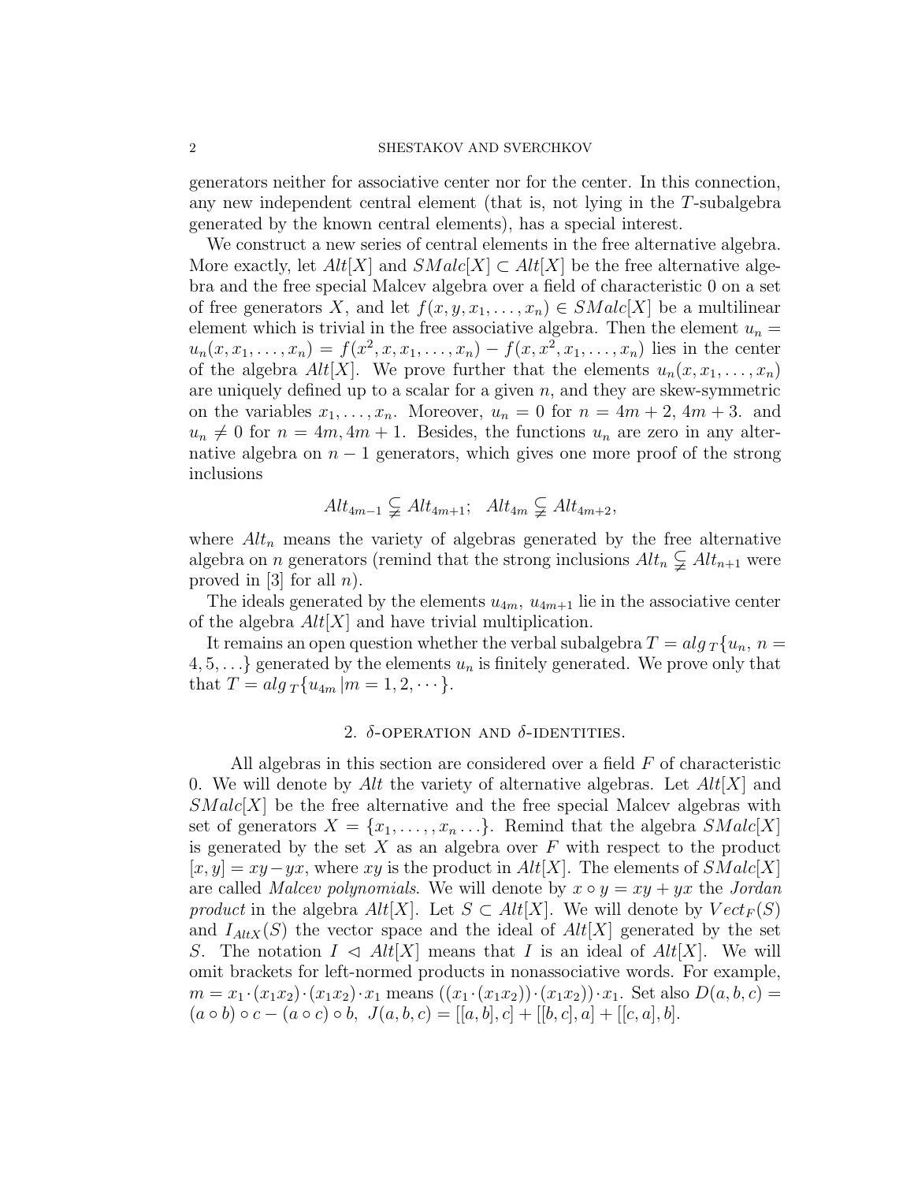generators neither for associative center nor for the center. In this connection, any new independent central element (that is, not lying in the $T$-subalgebra generated by the known central elements), has a special interest.

We construct a new series of central elements in the free alternative algebra. More exactly, let $Alt[X]$ and $SMalc[X] \subset Alt[X]$ be the free alternative algebra and the free special Malcev algebra over a field of characteristic 0 on a set of free generators $X$, and let $f(x, y, x_1, \ldots, x_n) \in SMalc[X]$ be a multilinear element which is trivial in the free associative algebra. Then the element $u_n = u_n(x, x_1, \ldots, x_n) = f(x^2, x, x_1, \ldots, x_n) - f(x, x^2, x_1, \ldots, x_n)$ lies in the center of the algebra $Alt[X]$. We prove further that the elements $u_n(x, x_1, \ldots, x_n)$ are uniquely defined up to a scalar for a given $n$, and they are skew-symmetric on the variables $x_1, \ldots, x_n$. Moreover, $u_n = 0$ for $n = 4m+2, 4m+3$. and $u_n \neq 0$ for $n = 4m, 4m+1$. Besides, the functions $u_n$ are zero in any alternative algebra on $n-1$ generators, which gives one more proof of the strong inclusions

$$Alt_{4m-1} \subsetneqq Alt_{4m+1}; \quad Alt_{4m} \subsetneqq Alt_{4m+2},$$

where $Alt_n$ means the variety of algebras generated by the free alternative algebra on $n$ generators (remind that the strong inclusions $Alt_n \subsetneqq Alt_{n+1}$ were proved in [3] for all $n$).

The ideals generated by the elements $u_{4m}$, $u_{4m+1}$ lie in the associative center of the algebra $Alt[X]$ and have trivial multiplication.

It remains an open question whether the verbal subalgebra $T = alg_T\{u_n,\, n = 4, 5, \ldots\}$ generated by the elements $u_n$ is finitely generated. We prove only that that $T = alg_T\{u_{4m}\,|m = 1, 2, \cdots\}$.

## 2. $\delta$-operation and $\delta$-identities.

All algebras in this section are considered over a field $F$ of characteristic 0. We will denote by $Alt$ the variety of alternative algebras. Let $Alt[X]$ and $SMalc[X]$ be the free alternative and the free special Malcev algebras with set of generators $X = \{x_1, \ldots, x_n \ldots\}$. Remind that the algebra $SMalc[X]$ is generated by the set $X$ as an algebra over $F$ with respect to the product $[x, y] = xy - yx$, where $xy$ is the product in $Alt[X]$. The elements of $SMalc[X]$ are called *Malcev polynomials*. We will denote by $x \circ y = xy + yx$ the *Jordan product* in the algebra $Alt[X]$. Let $S \subset Alt[X]$. We will denote by $Vect_F(S)$ and $I_{AltX}(S)$ the vector space and the ideal of $Alt[X]$ generated by the set $S$. The notation $I \lhd Alt[X]$ means that $I$ is an ideal of $Alt[X]$. We will omit brackets for left-normed products in nonassociative words. For example, $m = x_1 \cdot (x_1x_2) \cdot (x_1x_2) \cdot x_1$ means $((x_1 \cdot (x_1x_2)) \cdot (x_1x_2)) \cdot x_1$. Set also $D(a, b, c) = (a \circ b) \circ c - (a \circ c) \circ b$, $J(a, b, c) = [[a, b], c] + [[b, c], a] + [[c, a], b]$.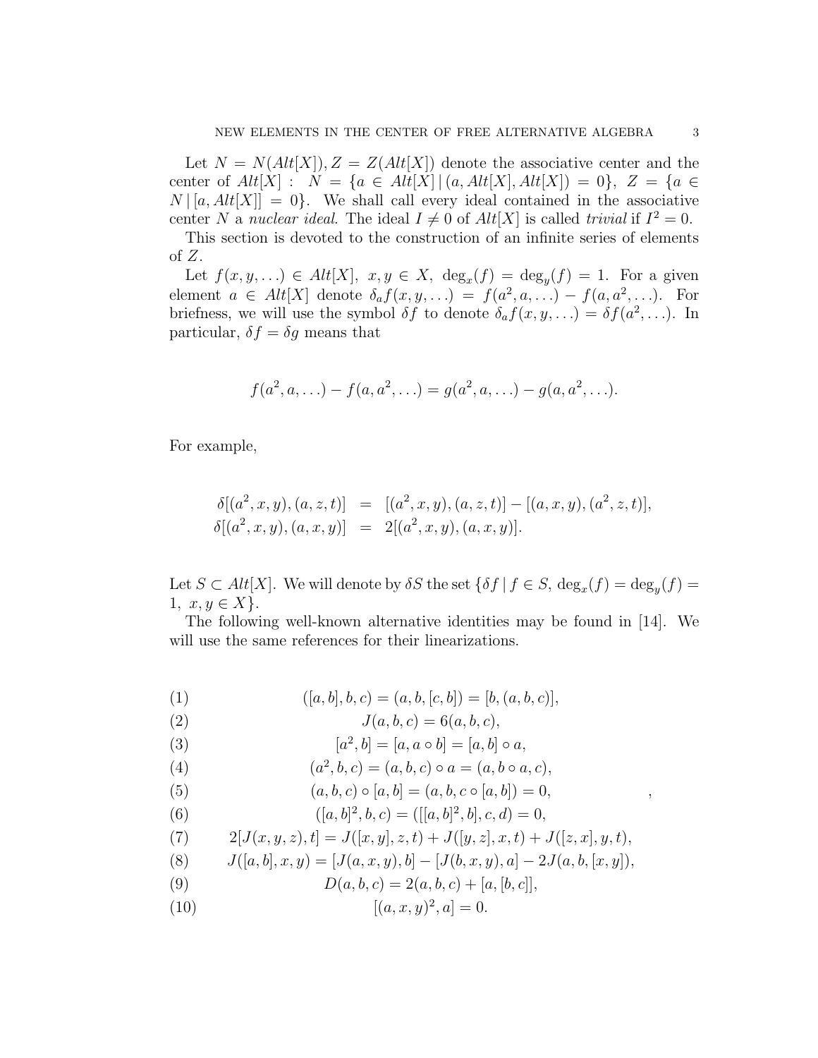Let $N = N(Alt[X]), Z = Z(Alt[X])$ denote the associative center and the center of $Alt[X]$ : $N = \{a \in Alt[X] \,|\, (a, Alt[X], Alt[X]) = 0\}$, $Z = \{a \in N \,|\, [a, Alt[X]] = 0\}$. We shall call every ideal contained in the associative center $N$ a *nuclear ideal*. The ideal $I \neq 0$ of $Alt[X]$ is called *trivial* if $I^2 = 0$.

This section is devoted to the construction of an infinite series of elements of $Z$.

Let $f(x, y, \ldots) \in Alt[X]$, $x, y \in X$, $\deg_x(f) = \deg_y(f) = 1$. For a given element $a \in Alt[X]$ denote $\delta_a f(x, y, \ldots) = f(a^2, a, \ldots) - f(a, a^2, \ldots)$. For briefness, we will use the symbol $\delta f$ to denote $\delta_a f(x, y, \ldots) = \delta f(a^2, \ldots)$. In particular, $\delta f = \delta g$ means that

$$f(a^2, a, \ldots) - f(a, a^2, \ldots) = g(a^2, a, \ldots) - g(a, a^2, \ldots).$$

For example,

$$\begin{aligned}
\delta[(a^2, x, y), (a, z, t)] &= [(a^2, x, y), (a, z, t)] - [(a, x, y), (a^2, z, t)], \\
\delta[(a^2, x, y), (a, x, y)] &= 2[(a^2, x, y), (a, x, y)].
\end{aligned}$$

Let $S \subset Alt[X]$. We will denote by $\delta S$ the set $\{\delta f \,|\, f \in S, \deg_x(f) = \deg_y(f) = 1, \ x, y \in X\}$.

The following well-known alternative identities may be found in [14]. We will use the same references for their linearizations.

$$([a, b], b, c) = (a, b, [c, b]) = [b, (a, b, c)], \tag{1}$$

$$J(a, b, c) = 6(a, b, c), \tag{2}$$

$$[a^2, b] = [a, a \circ b] = [a, b] \circ a, \tag{3}$$

$$(a^2, b, c) = (a, b, c) \circ a = (a, b \circ a, c), \tag{4}$$

$$(a, b, c) \circ [a, b] = (a, b, c \circ [a, b]) = 0, \tag{5}$$

$$([a, b]^2, b, c) = ([[a, b]^2, b], c, d) = 0, \tag{6}$$

$$2[J(x, y, z), t] = J([x, y], z, t) + J([y, z], x, t) + J([z, x], y, t), \tag{7}$$

$$J([a, b], x, y) = [J(a, x, y), b] - [J(b, x, y), a] - 2J(a, b, [x, y]), \tag{8}$$

$$D(a, b, c) = 2(a, b, c) + [a, [b, c]], \tag{9}$$

$$[(a, x, y)^2, a] = 0. \tag{10}$$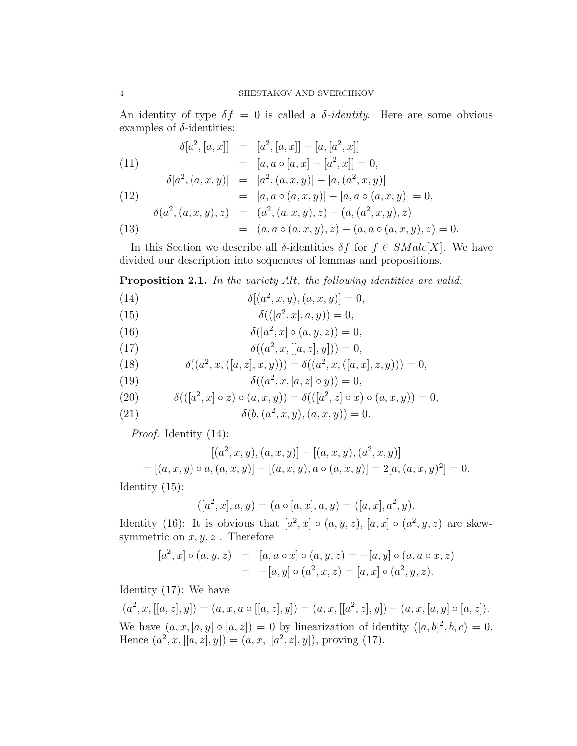An identity of type $\delta f = 0$ is called a *$\delta$-identity*. Here are some obvious examples of $\delta$-identities:

$$
\begin{aligned}
\delta[a^2,[a,x]] &= [a^2,[a,x]] - [a,[a^2,x]] \\
&= [a, a \circ [a,x] - [a^2,x]] = 0, \qquad (11)\\
\delta[a^2,(a,x,y)] &= [a^2,(a,x,y)] - [a,(a^2,x,y)] \\
&= [a, a \circ (a,x,y)] - [a, a \circ (a,x,y)] = 0, \qquad (12)\\
\delta(a^2,(a,x,y),z) &= (a^2,(a,x,y),z) - (a,(a^2,x,y),z) \\
&= (a, a \circ (a,x,y), z) - (a, a \circ (a,x,y), z) = 0. \qquad (13)
\end{aligned}
$$

In this Section we describe all $\delta$-identities $\delta f$ for $f \in SMalc[X]$. We have divided our description into sequences of lemmas and propositions.

**Proposition 2.1.** *In the variety Alt, the following identities are valid:*

$$\delta[(a^2,x,y),(a,x,y)] = 0, \qquad (14)$$

$$\delta(([a^2,x],a,y)) = 0, \qquad (15)$$

$$\delta([a^2,x] \circ (a,y,z)) = 0, \qquad (16)$$

$$\delta((a^2,x,[[a,z],y])) = 0, \qquad (17)$$

$$\delta((a^2,x,([a,z],x,y))) = \delta((a^2,x,([a,x],z,y))) = 0, \qquad (18)$$

$$\delta((a^2,x,[a,z] \circ y)) = 0, \qquad (19)$$

$$\delta(([a^2,x] \circ z) \circ (a,x,y)) = \delta(([a^2,z] \circ x) \circ (a,x,y)) = 0, \qquad (20)$$

$$\delta(b,(a^2,x,y),(a,x,y)) = 0. \qquad (21)$$

*Proof.* Identity (14):

$$
\begin{aligned}
&[(a^2,x,y),(a,x,y)] - [(a,x,y),(a^2,x,y)] \\
&= [(a,x,y) \circ a,(a,x,y)] - [(a,x,y), a \circ (a,x,y)] = 2[a,(a,x,y)^2] = 0.
\end{aligned}
$$

Identity (15):

$$([a^2,x],a,y) = (a \circ [a,x],a,y) = ([a,x],a^2,y).$$

Identity (16): It is obvious that $[a^2,x] \circ (a,y,z)$, $[a,x] \circ (a^2,y,z)$ are skew-symmetric on $x,y,z$ . Therefore

$$
\begin{aligned}
[a^2,x] \circ (a,y,z) &= [a, a \circ x] \circ (a,y,z) = -[a,y] \circ (a, a \circ x, z) \\
&= -[a,y] \circ (a^2,x,z) = [a,x] \circ (a^2,y,z).
\end{aligned}
$$

Identity (17): We have

$$(a^2,x,[[a,z],y]) = (a,x,a \circ [[a,z],y]) = (a,x,[[a^2,z],y]) - (a,x,[a,y] \circ [a,z]).$$

We have $(a,x,[a,y] \circ [a,z]) = 0$ by linearization of identity $([a,b]^2,b,c) = 0$. Hence $(a^2,x,[[a,z],y]) = (a,x,[[a^2,z],y])$, proving (17).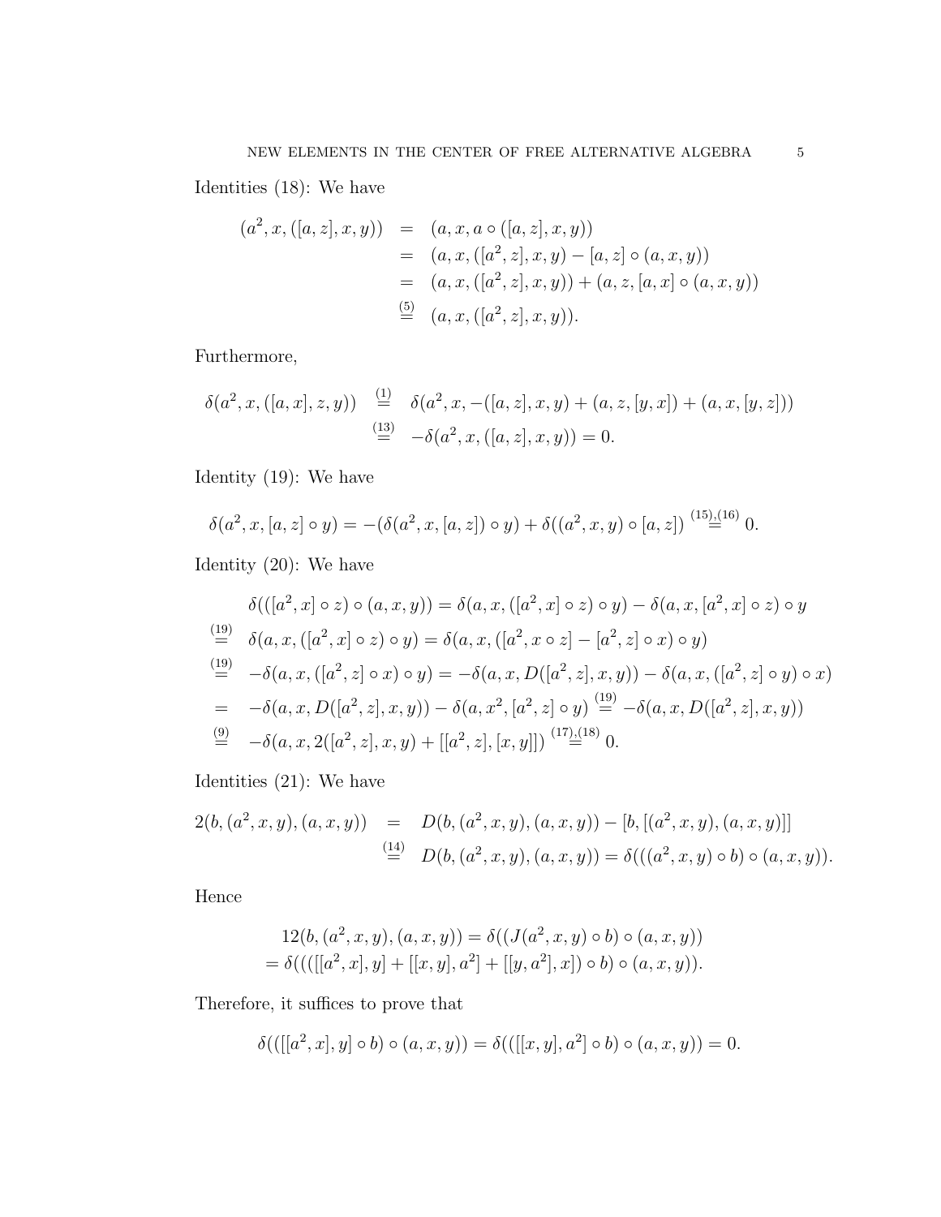Identities (18): We have

$$
\begin{aligned}
(a^2, x, ([a, z], x, y)) &= (a, x, a \circ ([a, z], x, y)) \\
&= (a, x, ([a^2, z], x, y) - [a, z] \circ (a, x, y)) \\
&= (a, x, ([a^2, z], x, y)) + (a, z, [a, x] \circ (a, x, y)) \\
&\overset{(5)}{=} (a, x, ([a^2, z], x, y)).
\end{aligned}
$$

Furthermore,

$$
\begin{aligned}
\delta(a^2, x, ([a, x], z, y)) &\overset{(1)}{=} \delta(a^2, x, -([a, z], x, y) + (a, z, [y, x]) + (a, x, [y, z])) \\
&\overset{(13)}{=} -\delta(a^2, x, ([a, z], x, y)) = 0.
\end{aligned}
$$

Identity (19): We have

$$
\delta(a^2, x, [a, z] \circ y) = -(\delta(a^2, x, [a, z]) \circ y) + \delta((a^2, x, y) \circ [a, z]) \overset{(15),(16)}{=} 0.
$$

Identity (20): We have

$$
\begin{aligned}
&\delta(([a^2, x] \circ z) \circ (a, x, y)) = \delta(a, x, ([a^2, x] \circ z) \circ y) - \delta(a, x, [a^2, x] \circ z) \circ y \\
\overset{(19)}{=}\ & \delta(a, x, ([a^2, x] \circ z) \circ y) = \delta(a, x, ([a^2, x \circ z] - [a^2, z] \circ x) \circ y) \\
\overset{(19)}{=}\ & -\delta(a, x, ([a^2, z] \circ x) \circ y) = -\delta(a, x, D([a^2, z], x, y)) - \delta(a, x, ([a^2, z] \circ y) \circ x) \\
=\ & -\delta(a, x, D([a^2, z], x, y)) - \delta(a, x^2, [a^2, z] \circ y) \overset{(19)}{=} -\delta(a, x, D([a^2, z], x, y)) \\
\overset{(9)}{=}\ & -\delta(a, x, 2([a^2, z], x, y) + [[a^2, z], [x, y]]) \overset{(17),(18)}{=} 0.
\end{aligned}
$$

Identities (21): We have

$$
\begin{aligned}
2(b, (a^2, x, y), (a, x, y)) &= D(b, (a^2, x, y), (a, x, y)) - [b, [(a^2, x, y), (a, x, y)]] \\
&\overset{(14)}{=} D(b, (a^2, x, y), (a, x, y)) = \delta(((a^2, x, y) \circ b) \circ (a, x, y)).
\end{aligned}
$$

Hence

$$
\begin{aligned}
&12(b, (a^2, x, y), (a, x, y)) = \delta((J(a^2, x, y) \circ b) \circ (a, x, y)) \\
&= \delta(((([[a^2, x], y] + [[x, y], a^2] + [[y, a^2], x]) \circ b) \circ (a, x, y)).
\end{aligned}
$$

Therefore, it suffices to prove that

$$
\delta(([[a^2, x], y] \circ b) \circ (a, x, y)) = \delta(([[x, y], a^2] \circ b) \circ (a, x, y)) = 0.
$$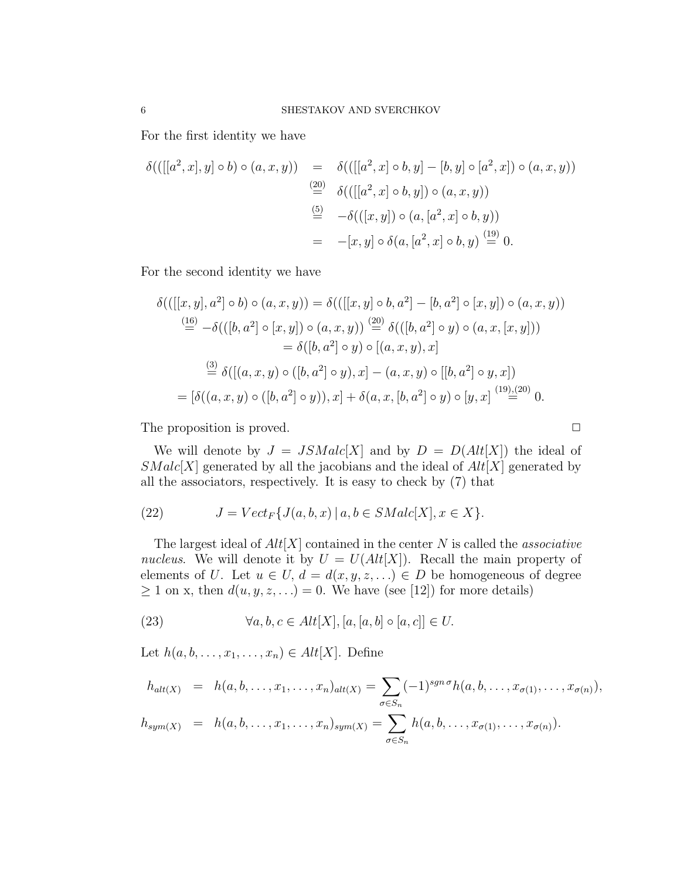For the first identity we have

$$
\begin{aligned}
\delta(([[a^2,x],y]\circ b)\circ(a,x,y)) &= \delta(([[a^2,x]\circ b,y]-[b,y]\circ[a^2,x])\circ(a,x,y)) \\
&\overset{(20)}{=} \delta(([[a^2,x]\circ b,y])\circ(a,x,y)) \\
&\overset{(5)}{=} -\delta(([x,y])\circ(a,[a^2,x]\circ b,y)) \\
&= -[x,y]\circ\delta(a,[a^2,x]\circ b,y) \overset{(19)}{=} 0.
\end{aligned}
$$

For the second identity we have

$$
\begin{aligned}
\delta(([[x,y],a^2]\circ b)\circ(a,x,y)) &= \delta(([[x,y]\circ b,a^2]-[b,a^2]\circ[x,y])\circ(a,x,y)) \\
\overset{(16)}{=} -\delta(([b,a^2]\circ[x,y])\circ(a,x,y)) &\overset{(20)}{=} \delta(([b,a^2]\circ y)\circ(a,x,[x,y])) \\
&= \delta([b,a^2]\circ y)\circ[(a,x,y),x] \\
\overset{(3)}{=} \delta([(a,x,y)\circ([b,a^2]\circ y),x] &- (a,x,y)\circ[[b,a^2]\circ y,x]) \\
= [\delta((a,x,y)\circ([b,a^2]\circ y)),x] &+ \delta(a,x,[b,a^2]\circ y)\circ[y,x] \overset{(19),(20)}{=} 0.
\end{aligned}
$$

The proposition is proved. □

We will denote by $J = JSMalc[X]$ and by $D = D(Alt[X])$ the ideal of $SMalc[X]$ generated by all the jacobians and the ideal of $Alt[X]$ generated by all the associators, respectively. It is easy to check by (7) that

$$
J = Vect_F\{J(a,b,x)\,|\,a,b\in SMalc[X], x\in X\}. \tag{22}
$$

The largest ideal of $Alt[X]$ contained in the center $N$ is called the *associative nucleus*. We will denote it by $U = U(Alt[X])$. Recall the main property of elements of $U$. Let $u\in U$, $d = d(x,y,z,\ldots)\in D$ be homogeneous of degree $\geq 1$ on x, then $d(u,y,z,\ldots)=0$. We have (see [12]) for more details)

$$
\forall a,b,c\in Alt[X], [a,[a,b]\circ[a,c]]\in U. \tag{23}
$$

Let $h(a,b,\ldots,x_1,\ldots,x_n)\in Alt[X]$. Define

$$
\begin{aligned}
h_{alt(X)} &= h(a,b,\ldots,x_1,\ldots,x_n)_{alt(X)} = \sum_{\sigma\in S_n}(-1)^{sgn\,\sigma}h(a,b,\ldots,x_{\sigma(1)},\ldots,x_{\sigma(n)}), \\
h_{sym(X)} &= h(a,b,\ldots,x_1,\ldots,x_n)_{sym(X)} = \sum_{\sigma\in S_n}h(a,b,\ldots,x_{\sigma(1)},\ldots,x_{\sigma(n)}).
\end{aligned}
$$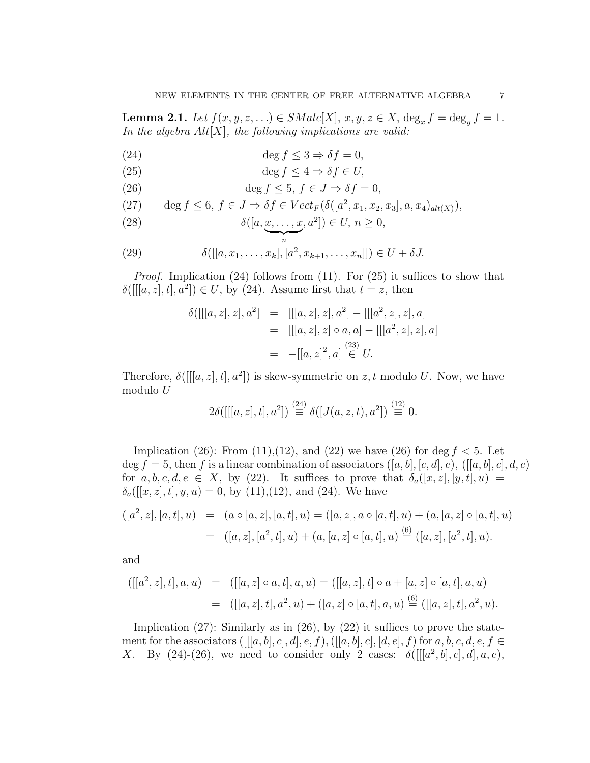**Lemma 2.1.** *Let $f(x, y, z, \ldots) \in SMalc[X]$, $x, y, z \in X$, $\deg_x f = \deg_y f = 1$. In the algebra $Alt[X]$, the following implications are valid:*

$$\deg f \leq 3 \Rightarrow \delta f = 0, \tag{24}$$

$$\deg f \leq 4 \Rightarrow \delta f \in U, \tag{25}$$

$$\deg f \leq 5,\ f \in J \Rightarrow \delta f = 0, \tag{26}$$

$$\deg f \leq 6,\ f \in J \Rightarrow \delta f \in Vect_F(\delta([a^2, x_1, x_2, x_3], a, x_4)_{alt(X)}), \tag{27}$$

$$\delta([a, \underbrace{x, \ldots, x}_{n}, a^2]) \in U,\ n \geq 0, \tag{28}$$

$$\delta([[a, x_1, \ldots, x_k], [a^2, x_{k+1}, \ldots, x_n]]) \in U + \delta J. \tag{29}$$

*Proof.* Implication (24) follows from (11). For (25) it suffices to show that $\delta([[[a, z], t], a^2]) \in U$, by (24). Assume first that $t = z$, then

$$\begin{aligned}
\delta([[[a, z], z], a^2] &= [[[a, z], z], a^2] - [[[a^2, z], z], a] \\
&= [[[a, z], z] \circ a, a] - [[[a^2, z], z], a] \\
&= -[[a, z]^2, a] \overset{(23)}{\in} U.
\end{aligned}$$

Therefore, $\delta([[[a, z], t], a^2])$ is skew-symmetric on $z, t$ modulo $U$. Now, we have modulo $U$

$$2\delta([[[a, z], t], a^2]) \overset{(24)}{\equiv} \delta([J(a, z, t), a^2]) \overset{(12)}{\equiv} 0.$$

Implication (26): From (11),(12), and (22) we have (26) for $\deg f < 5$. Let $\deg f = 5$, then $f$ is a linear combination of associators $([a, b], [c, d], e)$, $([[a, b], c], d, e)$ for $a, b, c, d, e \in X$, by (22). It suffices to prove that $\delta_a([x, z], [y, t], u) = \delta_a([[x, z], t], y, u) = 0$, by (11),(12), and (24). We have

$$\begin{aligned}
([a^2, z], [a, t], u) &= (a \circ [a, z], [a, t], u) = ([a, z], a \circ [a, t], u) + (a, [a, z] \circ [a, t], u) \\
&= ([a, z], [a^2, t], u) + (a, [a, z] \circ [a, t], u) \overset{(6)}{=} ([a, z], [a^2, t], u).
\end{aligned}$$

and

$$\begin{aligned}
([[a^2, z], t], a, u) &= ([[a, z] \circ a, t], a, u) = ([[a, z], t] \circ a + [a, z] \circ [a, t], a, u) \\
&= ([[a, z], t], a^2, u) + ([a, z] \circ [a, t], a, u) \overset{(6)}{=} ([[a, z], t], a^2, u).
\end{aligned}$$

Implication (27): Similarly as in (26), by (22) it suffices to prove the statement for the associators $([[[a, b], c], d], e, f)$, $([[a, b], c], [d, e], f)$ for $a, b, c, d, e, f \in X$. By (24)-(26), we need to consider only 2 cases: $\delta([[[a^2, b], c], d], a, e)$,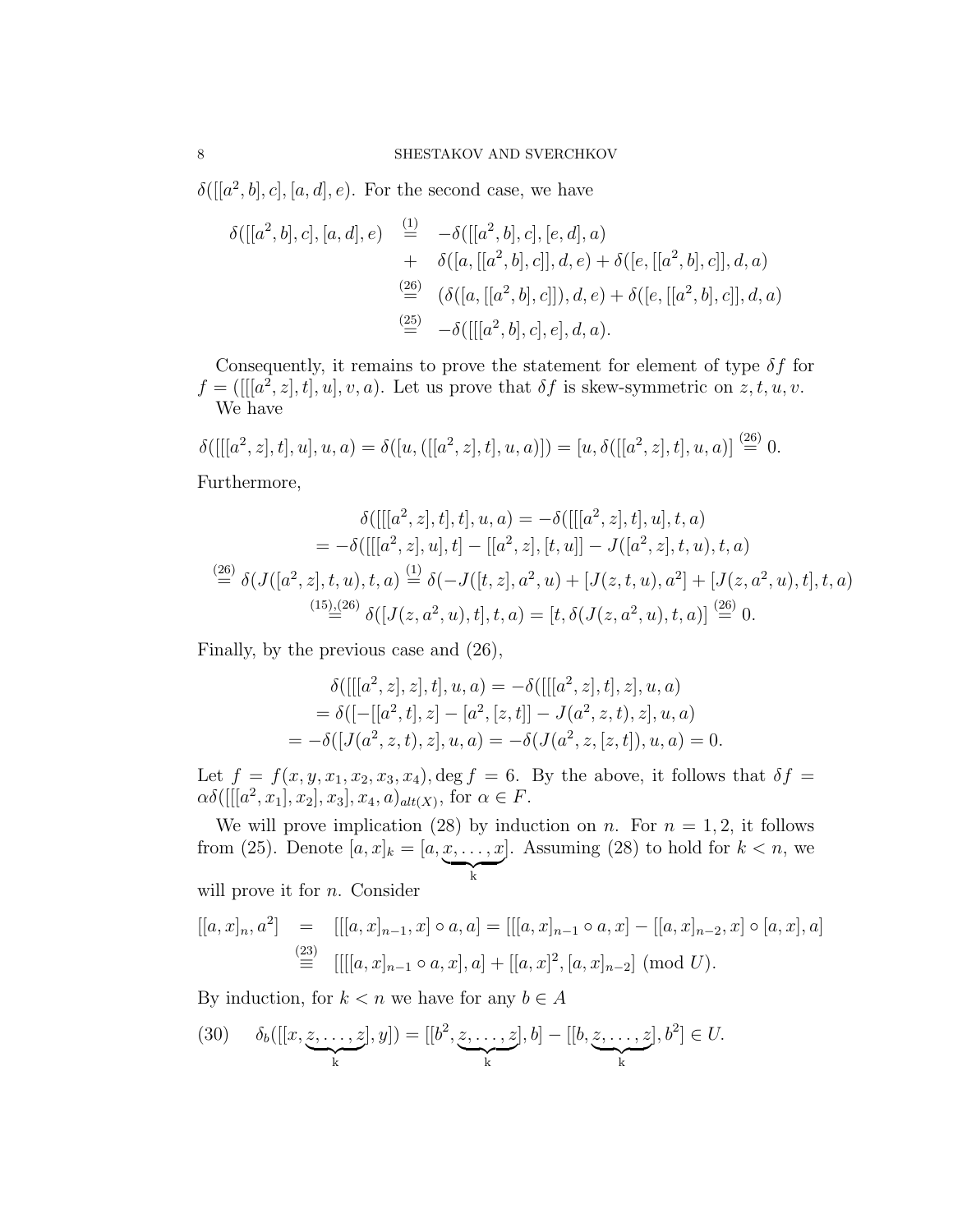$\delta([[a^2,b],c],[a,d],e)$. For the second case, we have

$$
\begin{aligned}
\delta([[a^2,b],c],[a,d],e) &\overset{(1)}{=} -\delta([[a^2,b],c],[e,d],a)\\
&+ \delta([a,[[a^2,b],c]],d,e)+\delta([e,[[a^2,b],c]],d,a)\\
&\overset{(26)}{=} (\delta([a,[[a^2,b],c]]),d,e)+\delta([e,[[a^2,b],c]],d,a)\\
&\overset{(25)}{=} -\delta([[[a^2,b],c],e],d,a).
\end{aligned}
$$

Consequently, it remains to prove the statement for element of type $\delta f$ for $f=([[[a^2,z],t],u],v,a)$. Let us prove that $\delta f$ is skew-symmetric on $z,t,u,v$.

We have

$$
\delta([[[a^2,z],t],u],u,a)=\delta([u,([[a^2,z],t],u,a)])=[u,\delta([[a^2,z],t],u,a)]\overset{(26)}{=}0.
$$

Furthermore,

$$
\begin{aligned}
&\delta([[[a^2,z],t],t],u,a)=-\delta([[[a^2,z],t],u],t,a)\\
&=-\delta([[[a^2,z],u],t]-[[a^2,z],[t,u]]-J([a^2,z],t,u),t,a)\\
&\overset{(26)}{=}\delta(J([a^2,z],t,u),t,a)\overset{(1)}{=}\delta(-J([t,z],a^2,u)+[J(z,t,u),a^2]+[J(z,a^2,u),t],t,a)\\
&\overset{(15),(26)}{=}\delta([J(z,a^2,u),t],t,a)=[t,\delta(J(z,a^2,u),t,a)]\overset{(26)}{=}0.
\end{aligned}
$$

Finally, by the previous case and (26),

$$
\begin{aligned}
&\delta([[[a^2,z],z],t],u,a)=-\delta([[[a^2,z],t],z],u,a)\\
&=\delta([-[[a^2,t],z]-[a^2,[z,t]]-J(a^2,z,t),z],u,a)\\
&=-\delta([J(a^2,z,t),z],u,a)=-\delta(J(a^2,z,[z,t]),u,a)=0.
\end{aligned}
$$

Let $f=f(x,y,x_1,x_2,x_3,x_4),\deg f=6$. By the above, it follows that $\delta f=\alpha\delta([[[a^2,x_1],x_2],x_3],x_4,a)_{alt(X)}$, for $\alpha\in F$.

We will prove implication (28) by induction on $n$. For $n=1,2$, it follows from (25). Denote $[a,x]_k=[a,\underbrace{x,\dots,x}_{k}]$. Assuming (28) to hold for $k<n$, we will prove it for $n$. Consider

$$
\begin{aligned}
[[a,x]_n,a^2] &= [[[a,x]_{n-1},x]\circ a,a]=[[[a,x]_{n-1}\circ a,x]-[[a,x]_{n-2},x]\circ[a,x],a]\\
&\overset{(23)}{\equiv} [[[[a,x]_{n-1}\circ a,x],a]+[[a,x]^2,[a,x]_{n-2}] \pmod{U}.
\end{aligned}
$$

By induction, for $k<n$ we have for any $b\in A$

$$
(30)\qquad \delta_b([[x,\underbrace{z,\dots,z}_{k}],y])=[[b^2,\underbrace{z,\dots,z}_{k}],b]-[[b,\underbrace{z,\dots,z}_{k}],b^2]\in U.
$$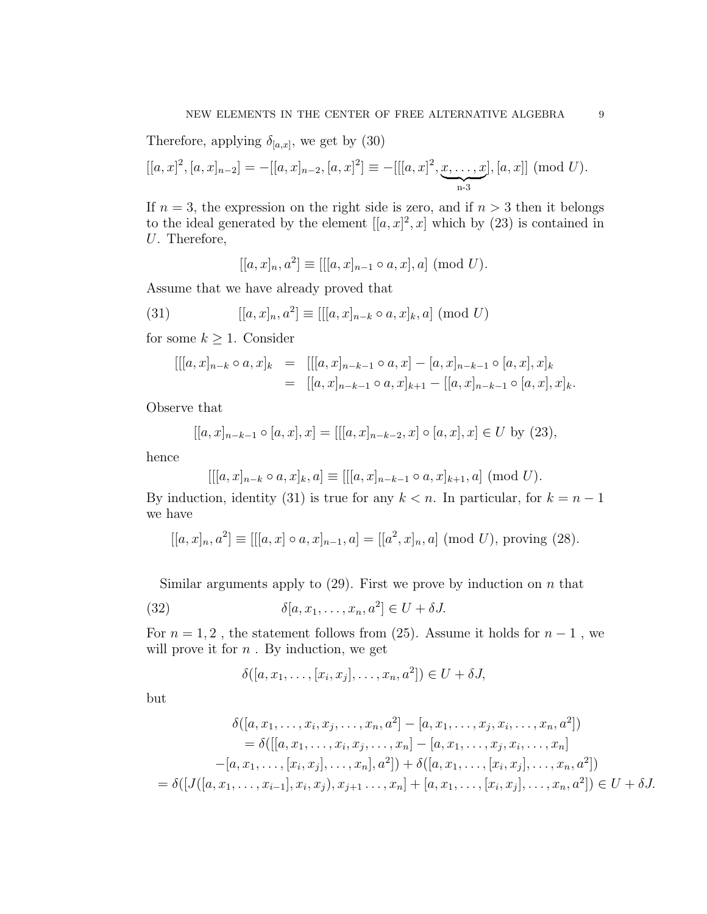Therefore, applying $\delta_{[a,x]}$, we get by (30)

$$[[a,x]^2,[a,x]_{n-2}] = -[[a,x]_{n-2},[a,x]^2] \equiv -[[[a,x]^2,\underbrace{x,\ldots,x}_{\text{n-3}}],[a,x]] \pmod{U}.$$

If $n=3$, the expression on the right side is zero, and if $n>3$ then it belongs to the ideal generated by the element $[[a,x]^2,x]$ which by (23) is contained in $U$. Therefore,

$$[[a,x]_n,a^2] \equiv [[[a,x]_{n-1}\circ a,x],a] \pmod{U}.$$

Assume that we have already proved that

$$[[a,x]_n,a^2] \equiv [[[a,x]_{n-k}\circ a,x]_k,a] \pmod{U} \tag{31}$$

for some $k\geq 1$. Consider

$$\begin{aligned}
[[[a,x]_{n-k}\circ a,x]_k &= [[[a,x]_{n-k-1}\circ a,x]-[a,x]_{n-k-1}\circ[a,x],x]_k \\
&= [[a,x]_{n-k-1}\circ a,x]_{k+1}-[[a,x]_{n-k-1}\circ[a,x],x]_k.
\end{aligned}$$

Observe that

$$[[a,x]_{n-k-1}\circ[a,x],x] = [[[a,x]_{n-k-2},x]\circ[a,x],x] \in U \text{ by (23)},$$

hence

$$[[[a,x]_{n-k}\circ a,x]_k,a] \equiv [[[a,x]_{n-k-1}\circ a,x]_{k+1},a] \pmod{U}.$$

By induction, identity (31) is true for any $k<n$. In particular, for $k=n-1$ we have

$$[[a,x]_n,a^2] \equiv [[[a,x]\circ a,x]_{n-1},a] = [[a^2,x]_n,a] \pmod{U}, \text{ proving (28).}$$

Similar arguments apply to (29). First we prove by induction on $n$ that

$$\delta[a,x_1,\ldots,x_n,a^2] \in U+\delta J. \tag{32}$$

For $n=1,2$ , the statement follows from (25). Assume it holds for $n-1$ , we will prove it for $n$ . By induction, we get

$$\delta([a,x_1,\ldots,[x_i,x_j],\ldots,x_n,a^2]) \in U+\delta J,$$

but

$$\begin{aligned}
&\delta([a,x_1,\ldots,x_i,x_j,\ldots,x_n,a^2]-[a,x_1,\ldots,x_j,x_i,\ldots,x_n,a^2]) \\
&= \delta([[a,x_1,\ldots,x_i,x_j,\ldots,x_n]-[a,x_1,\ldots,x_j,x_i,\ldots,x_n] \\
&\quad -[a,x_1,\ldots,[x_i,x_j],\ldots,x_n],a^2]) + \delta([a,x_1,\ldots,[x_i,x_j],\ldots,x_n,a^2]) \\
&= \delta([J([a,x_1,\ldots,x_{i-1}],x_i,x_j),x_{j+1}\ldots,x_n]+[a,x_1,\ldots,[x_i,x_j],\ldots,x_n,a^2]) \in U+\delta J.
\end{aligned}$$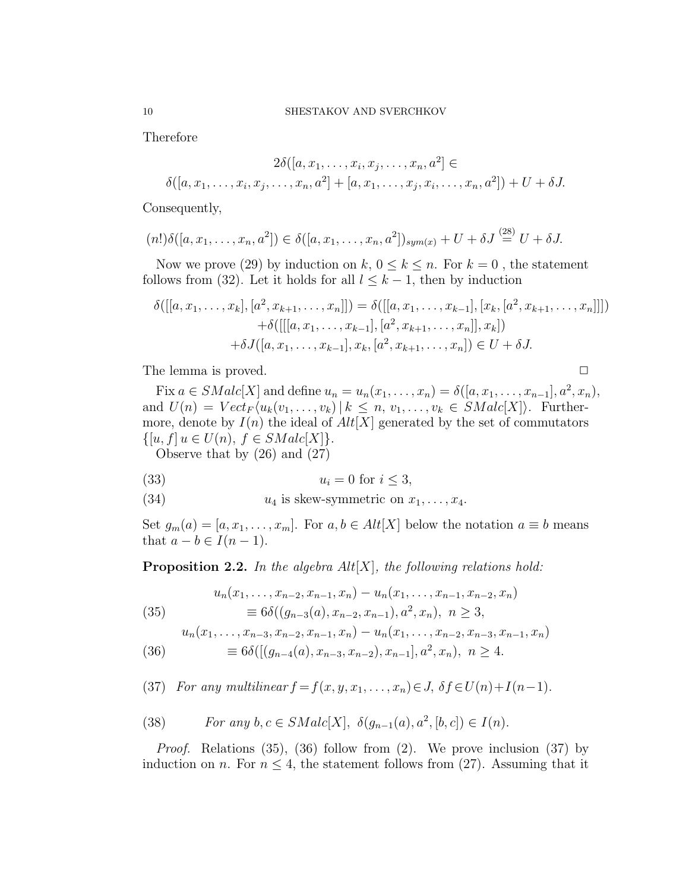Therefore

$$2\delta([a, x_1, \ldots, x_i, x_j, \ldots, x_n, a^2] \in$$
$$\delta([a, x_1, \ldots, x_i, x_j, \ldots, x_n, a^2] + [a, x_1, \ldots, x_j, x_i, \ldots, x_n, a^2]) + U + \delta J.$$

Consequently,

$$(n!)\delta([a, x_1, \ldots, x_n, a^2]) \in \delta([a, x_1, \ldots, x_n, a^2])_{sym(x)} + U + \delta J \overset{(28)}{=} U + \delta J.$$

Now we prove (29) by induction on $k$, $0 \leq k \leq n$. For $k = 0$ , the statement follows from (32). Let it holds for all $l \leq k-1$, then by induction

$$\begin{aligned}\delta([[a, x_1, \ldots, x_k], [a^2, x_{k+1}, \ldots, x_n]]) &= \delta([[a, x_1, \ldots, x_{k-1}], [x_k, [a^2, x_{k+1}, \ldots, x_n]]]) \\ &+\delta([[[a, x_1, \ldots, x_{k-1}], [a^2, x_{k+1}, \ldots, x_n]], x_k]) \\ &+\delta J([a, x_1, \ldots, x_{k-1}], x_k, [a^2, x_{k+1}, \ldots, x_n]) \in U + \delta J.\end{aligned}$$

The lemma is proved. □

Fix $a \in SMalc[X]$ and define $u_n = u_n(x_1, \ldots, x_n) = \delta([a, x_1, \ldots, x_{n-1}], a^2, x_n)$, and $U(n) = Vect_F\langle u_k(v_1, \ldots, v_k) \,|\, k \leq n,\ v_1, \ldots, v_k \in SMalc[X]\rangle$. Furthermore, denote by $I(n)$ the ideal of $Alt[X]$ generated by the set of commutators $\{[u, f]\ u \in U(n),\ f \in SMalc[X]\}$.

Observe that by (26) and (27)

$$u_i = 0 \text{ for } i \leq 3, \tag{33}$$

$$u_4 \text{ is skew-symmetric on } x_1, \ldots, x_4. \tag{34}$$

Set $g_m(a) = [a, x_1, \ldots, x_m]$. For $a, b \in Alt[X]$ below the notation $a \equiv b$ means that $a - b \in I(n-1)$.

**Proposition 2.2.** *In the algebra $Alt[X]$, the following relations hold:*

$$\begin{aligned}&u_n(x_1, \ldots, x_{n-2}, x_{n-1}, x_n) - u_n(x_1, \ldots, x_{n-1}, x_{n-2}, x_n) \\ &\qquad\equiv 6\delta((g_{n-3}(a), x_{n-2}, x_{n-1}), a^2, x_n),\ n \geq 3,\end{aligned} \tag{35}$$

$$\begin{aligned}&u_n(x_1, \ldots, x_{n-3}, x_{n-2}, x_{n-1}, x_n) - u_n(x_1, \ldots, x_{n-2}, x_{n-3}, x_{n-1}, x_n) \\ &\qquad\equiv 6\delta([(g_{n-4}(a), x_{n-3}, x_{n-2}), x_{n-1}], a^2, x_n),\ n \geq 4.\end{aligned} \tag{36}$$

(37) *For any multilinear $f = f(x, y, x_1, \ldots, x_n) \in J$, $\delta f \in U(n) + I(n-1)$.*

(38) *For any $b, c \in SMalc[X]$, $\delta(g_{n-1}(a), a^2, [b, c]) \in I(n)$.*

*Proof.* Relations (35), (36) follow from (2). We prove inclusion (37) by induction on $n$. For $n \leq 4$, the statement follows from (27). Assuming that it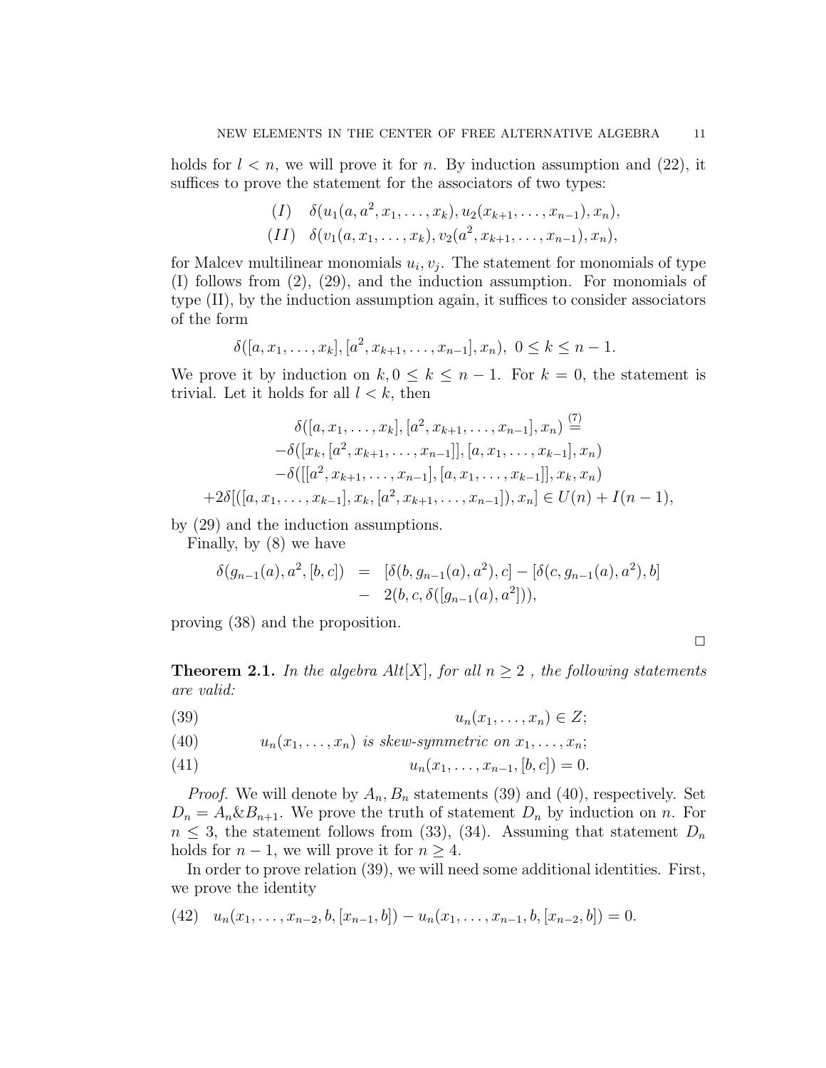holds for $l < n$, we will prove it for $n$. By induction assumption and (22), it suffices to prove the statement for the associators of two types:

$$(I) \quad \delta(u_1(a, a^2, x_1, \ldots, x_k), u_2(x_{k+1}, \ldots, x_{n-1}), x_n),$$
$$(II) \quad \delta(v_1(a, x_1, \ldots, x_k), v_2(a^2, x_{k+1}, \ldots, x_{n-1}), x_n),$$

for Malcev multilinear monomials $u_i, v_j$. The statement for monomials of type (I) follows from (2), (29), and the induction assumption. For monomials of type (II), by the induction assumption again, it suffices to consider associators of the form

$$\delta([a, x_1, \ldots, x_k], [a^2, x_{k+1}, \ldots, x_{n-1}], x_n),\ 0 \leq k \leq n-1.$$

We prove it by induction on $k, 0 \leq k \leq n-1$. For $k = 0$, the statement is trivial. Let it holds for all $l < k$, then

$$\begin{array}{c} \delta([a, x_1, \ldots, x_k], [a^2, x_{k+1}, \ldots, x_{n-1}], x_n) \overset{(7)}{=} \\ -\delta([x_k, [a^2, x_{k+1}, \ldots, x_{n-1}]], [a, x_1, \ldots, x_{k-1}], x_n) \\ -\delta([[a^2, x_{k+1}, \ldots, x_{n-1}], [a, x_1, \ldots, x_{k-1}]], x_k, x_n) \\ +2\delta[([a, x_1, \ldots, x_{k-1}], x_k, [a^2, x_{k+1}, \ldots, x_{n-1}]), x_n] \in U(n) + I(n-1), \end{array}$$

by (29) and the induction assumptions.

Finally, by (8) we have

$$\begin{array}{rcl} \delta(g_{n-1}(a), a^2, [b, c]) & = & [\delta(b, g_{n-1}(a), a^2), c] - [\delta(c, g_{n-1}(a), a^2), b] \\ & - & 2(b, c, \delta([g_{n-1}(a), a^2])), \end{array}$$

proving (38) and the proposition.

$\square$

**Theorem 2.1.** *In the algebra $Alt[X]$, for all $n \geq 2$ , the following statements are valid:*

$$u_n(x_1, \ldots, x_n) \in Z; \tag{39}$$

$$u_n(x_1, \ldots, x_n) \text{ is skew-symmetric on } x_1, \ldots, x_n; \tag{40}$$

$$u_n(x_1, \ldots, x_{n-1}, [b, c]) = 0. \tag{41}$$

*Proof.* We will denote by $A_n, B_n$ statements (39) and (40), respectively. Set $D_n = A_n \& B_{n+1}$. We prove the truth of statement $D_n$ by induction on $n$. For $n \leq 3$, the statement follows from (33), (34). Assuming that statement $D_n$ holds for $n-1$, we will prove it for $n \geq 4$.

In order to prove relation (39), we will need some additional identities. First, we prove the identity

$$u_n(x_1, \ldots, x_{n-2}, b, [x_{n-1}, b]) - u_n(x_1, \ldots, x_{n-1}, b, [x_{n-2}, b]) = 0. \tag{42}$$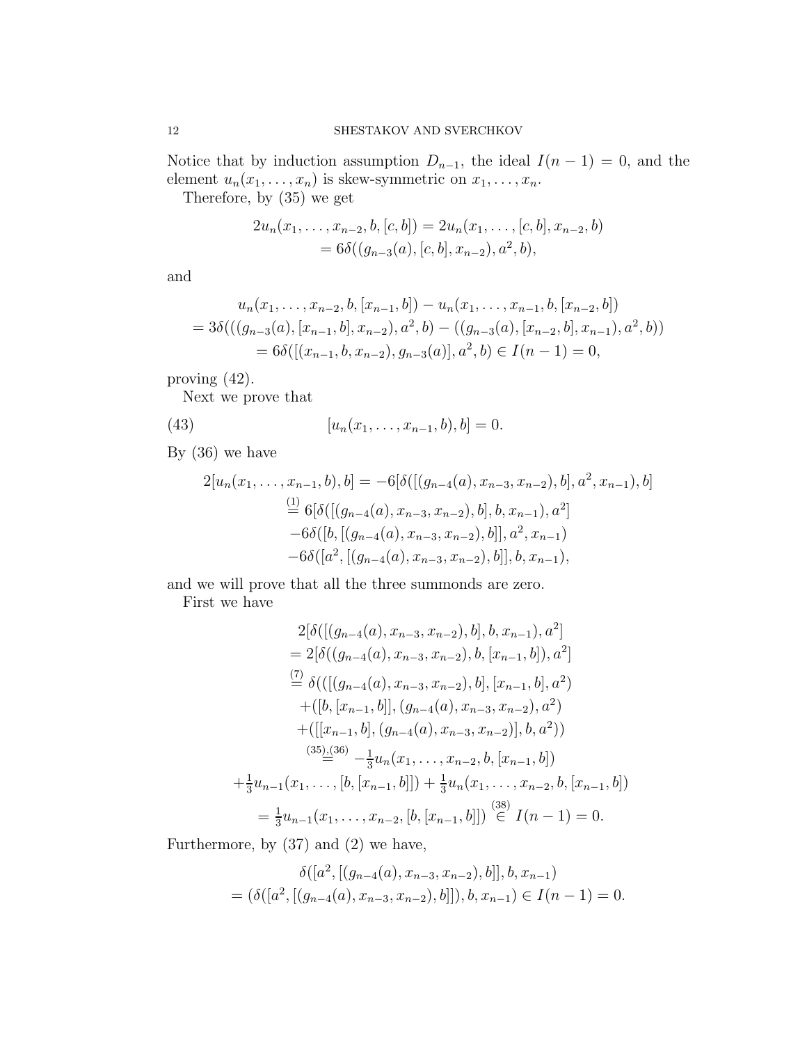Notice that by induction assumption $D_{n-1}$, the ideal $I(n-1) = 0$, and the element $u_n(x_1, \ldots, x_n)$ is skew-symmetric on $x_1, \ldots, x_n$.

Therefore, by (35) we get

$$\begin{aligned}
2u_n(x_1, \ldots, x_{n-2}, b, [c, b]) &= 2u_n(x_1, \ldots, [c, b], x_{n-2}, b) \\
&= 6\delta((g_{n-3}(a), [c, b], x_{n-2}), a^2, b),
\end{aligned}$$

and

$$\begin{aligned}
&u_n(x_1, \ldots, x_{n-2}, b, [x_{n-1}, b]) - u_n(x_1, \ldots, x_{n-1}, b, [x_{n-2}, b]) \\
&= 3\delta(((g_{n-3}(a), [x_{n-1}, b], x_{n-2}), a^2, b) - ((g_{n-3}(a), [x_{n-2}, b], x_{n-1}), a^2, b)) \\
&= 6\delta([(x_{n-1}, b, x_{n-2}), g_{n-3}(a)], a^2, b) \in I(n-1) = 0,
\end{aligned}$$

proving (42).

Next we prove that

$$[u_n(x_1, \ldots, x_{n-1}, b), b] = 0. \tag{43}$$

By (36) we have

$$\begin{aligned}
2[u_n(x_1, \ldots, x_{n-1}, b), b] &= -6[\delta([(g_{n-4}(a), x_{n-3}, x_{n-2}), b], a^2, x_{n-1}), b] \\
&\overset{(1)}{=} 6[\delta([(g_{n-4}(a), x_{n-3}, x_{n-2}), b], b, x_{n-1}), a^2] \\
&\quad -6\delta([b, [(g_{n-4}(a), x_{n-3}, x_{n-2}), b]], a^2, x_{n-1}) \\
&\quad -6\delta([a^2, [(g_{n-4}(a), x_{n-3}, x_{n-2}), b]], b, x_{n-1}),
\end{aligned}$$

and we will prove that all the three summonds are zero.

First we have

$$\begin{aligned}
&2[\delta([(g_{n-4}(a), x_{n-3}, x_{n-2}), b], b, x_{n-1}), a^2] \\
&= 2[\delta((g_{n-4}(a), x_{n-3}, x_{n-2}), b, [x_{n-1}, b]), a^2] \\
&\overset{(7)}{=} \delta(([(g_{n-4}(a), x_{n-3}, x_{n-2}), b], [x_{n-1}, b], a^2) \\
&\quad +([b, [x_{n-1}, b]], (g_{n-4}(a), x_{n-3}, x_{n-2}), a^2) \\
&\quad +([[x_{n-1}, b], (g_{n-4}(a), x_{n-3}, x_{n-2})], b, a^2)) \\
&\overset{(35),(36)}{=} -\tfrac{1}{3}u_n(x_1, \ldots, x_{n-2}, b, [x_{n-1}, b]) \\
&\quad +\tfrac{1}{3}u_{n-1}(x_1, \ldots, [b, [x_{n-1}, b]]) + \tfrac{1}{3}u_n(x_1, \ldots, x_{n-2}, b, [x_{n-1}, b]) \\
&= \tfrac{1}{3}u_{n-1}(x_1, \ldots, x_{n-2}, [b, [x_{n-1}, b]]) \overset{(38)}{\in} I(n-1) = 0.
\end{aligned}$$

Furthermore, by (37) and (2) we have,

$$\begin{aligned}
&\delta([a^2, [(g_{n-4}(a), x_{n-3}, x_{n-2}), b]], b, x_{n-1}) \\
&= (\delta([a^2, [(g_{n-4}(a), x_{n-3}, x_{n-2}), b]]), b, x_{n-1}) \in I(n-1) = 0.
\end{aligned}$$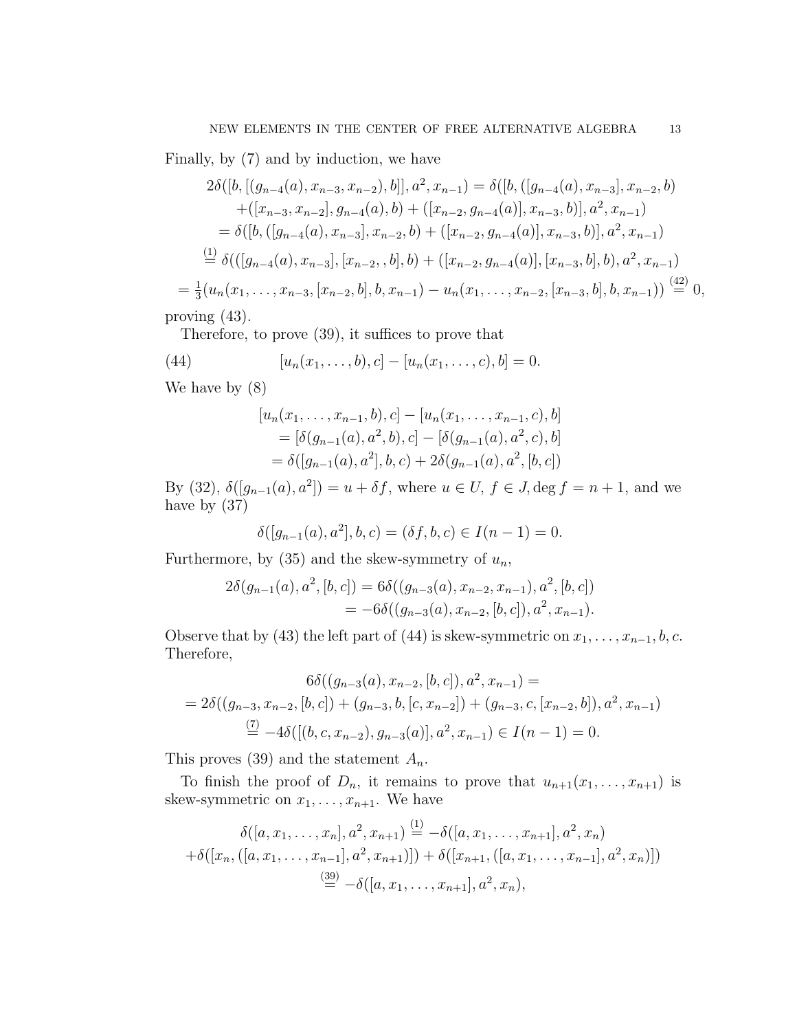Finally, by (7) and by induction, we have

$$
\begin{aligned}
&2\delta([b,[(g_{n-4}(a),x_{n-3},x_{n-2}),b]],a^2,x_{n-1}) = \delta([b,([g_{n-4}(a),x_{n-3}],x_{n-2},b)\\
&\quad +([x_{n-3},x_{n-2}],g_{n-4}(a),b)+([x_{n-2},g_{n-4}(a)],x_{n-3},b)],a^2,x_{n-1})\\
&\quad = \delta([b,([g_{n-4}(a),x_{n-3}],x_{n-2},b)+([x_{n-2},g_{n-4}(a)],x_{n-3},b)],a^2,x_{n-1})\\
&\quad \overset{(1)}{=} \delta(([g_{n-4}(a),x_{n-3}],[x_{n-2},,b],b)+([x_{n-2},g_{n-4}(a)],[x_{n-3},b],b),a^2,x_{n-1})\\
&= \tfrac{1}{3}(u_n(x_1,\dots,x_{n-3},[x_{n-2},b],b,x_{n-1})-u_n(x_1,\dots,x_{n-2},[x_{n-3},b],b,x_{n-1})) \overset{(42)}{=} 0,
\end{aligned}
$$

proving (43).

Therefore, to prove (39), it suffices to prove that

$$
[u_n(x_1,\dots,b),c]-[u_n(x_1,\dots,c),b]=0. \tag{44}
$$

We have by (8)

$$
\begin{aligned}
&[u_n(x_1,\dots,x_{n-1},b),c]-[u_n(x_1,\dots,x_{n-1},c),b]\\
&\quad = [\delta(g_{n-1}(a),a^2,b),c]-[\delta(g_{n-1}(a),a^2,c),b]\\
&\quad = \delta([g_{n-1}(a),a^2],b,c)+2\delta(g_{n-1}(a),a^2,[b,c])
\end{aligned}
$$

By (32), $\delta([g_{n-1}(a),a^2])=u+\delta f$, where $u\in U$, $f\in J, \deg f=n+1$, and we have by (37)

$$
\delta([g_{n-1}(a),a^2],b,c)=(\delta f,b,c)\in I(n-1)=0.
$$

Furthermore, by (35) and the skew-symmetry of $u_n$,

$$
\begin{aligned}
2\delta(g_{n-1}(a),a^2,[b,c]) &= 6\delta((g_{n-3}(a),x_{n-2},x_{n-1}),a^2,[b,c])\\
&= -6\delta((g_{n-3}(a),x_{n-2},[b,c]),a^2,x_{n-1}).
\end{aligned}
$$

Observe that by (43) the left part of (44) is skew-symmetric on $x_1,\dots,x_{n-1},b,c$. Therefore,

$$
\begin{aligned}
&6\delta((g_{n-3}(a),x_{n-2},[b,c]),a^2,x_{n-1}) =\\
&= 2\delta((g_{n-3},x_{n-2},[b,c])+(g_{n-3},b,[c,x_{n-2}])+(g_{n-3},c,[x_{n-2},b]),a^2,x_{n-1})\\
&\overset{(7)}{=} -4\delta([(b,c,x_{n-2}),g_{n-3}(a)],a^2,x_{n-1})\in I(n-1)=0.
\end{aligned}
$$

This proves (39) and the statement $A_n$.

To finish the proof of $D_n$, it remains to prove that $u_{n+1}(x_1,\dots,x_{n+1})$ is skew-symmetric on $x_1,\dots,x_{n+1}$. We have

$$
\begin{aligned}
&\delta([a,x_1,\dots,x_n],a^2,x_{n+1}) \overset{(1)}{=} -\delta([a,x_1,\dots,x_{n+1}],a^2,x_n)\\
&+\delta([x_n,([a,x_1,\dots,x_{n-1}],a^2,x_{n+1})])+\delta([x_{n+1},([a,x_1,\dots,x_{n-1}],a^2,x_n)])\\
&\overset{(39)}{=} -\delta([a,x_1,\dots,x_{n+1}],a^2,x_n),
\end{aligned}
$$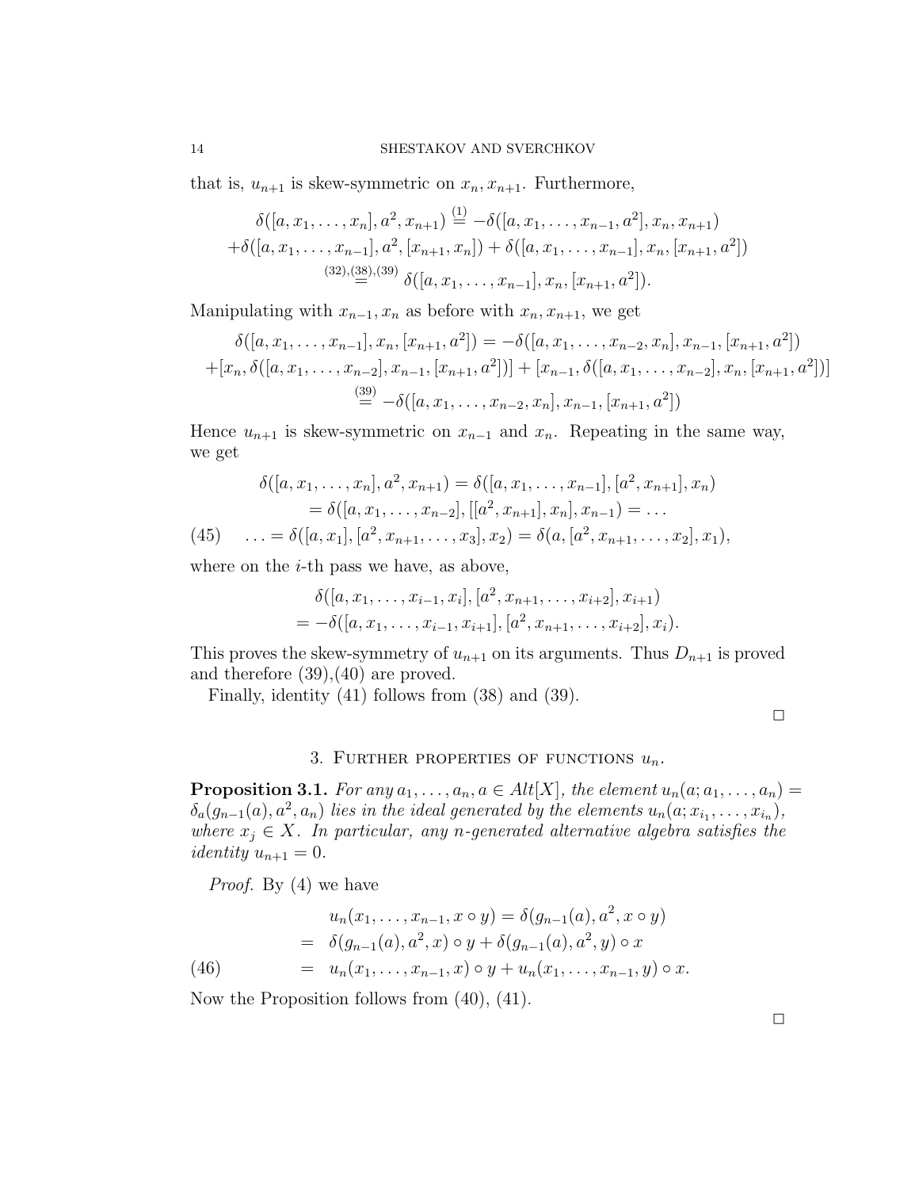that is, $u_{n+1}$ is skew-symmetric on $x_n, x_{n+1}$. Furthermore,

$$
\begin{gathered}
\delta([a, x_1, \ldots, x_n], a^2, x_{n+1}) \overset{(1)}{=} -\delta([a, x_1, \ldots, x_{n-1}, a^2], x_n, x_{n+1}) \\
+\delta([a, x_1, \ldots, x_{n-1}], a^2, [x_{n+1}, x_n]) + \delta([a, x_1, \ldots, x_{n-1}], x_n, [x_{n+1}, a^2]) \\
\overset{(32),(38),(39)}{=} \delta([a, x_1, \ldots, x_{n-1}], x_n, [x_{n+1}, a^2]).
\end{gathered}
$$

Manipulating with $x_{n-1}, x_n$ as before with $x_n, x_{n+1}$, we get

$$
\begin{gathered}
\delta([a, x_1, \ldots, x_{n-1}], x_n, [x_{n+1}, a^2]) = -\delta([a, x_1, \ldots, x_{n-2}, x_n], x_{n-1}, [x_{n+1}, a^2]) \\
+[x_n, \delta([a, x_1, \ldots, x_{n-2}], x_{n-1}, [x_{n+1}, a^2])] + [x_{n-1}, \delta([a, x_1, \ldots, x_{n-2}], x_n, [x_{n+1}, a^2])] \\
\overset{(39)}{=} -\delta([a, x_1, \ldots, x_{n-2}, x_n], x_{n-1}, [x_{n+1}, a^2])
\end{gathered}
$$

Hence $u_{n+1}$ is skew-symmetric on $x_{n-1}$ and $x_n$. Repeating in the same way, we get

$$
\begin{aligned}
&\delta([a, x_1, \ldots, x_n], a^2, x_{n+1}) = \delta([a, x_1, \ldots, x_{n-1}], [a^2, x_{n+1}], x_n) \\
&\quad = \delta([a, x_1, \ldots, x_{n-2}], [[a^2, x_{n+1}], x_n], x_{n-1}) = \ldots \\
&\ldots = \delta([a, x_1], [a^2, x_{n+1}, \ldots, x_3], x_2) = \delta(a, [a^2, x_{n+1}, \ldots, x_2], x_1),
\end{aligned}
\tag{45}
$$

where on the $i$-th pass we have, as above,

$$
\begin{gathered}
\delta([a, x_1, \ldots, x_{i-1}, x_i], [a^2, x_{n+1}, \ldots, x_{i+2}], x_{i+1}) \\
= -\delta([a, x_1, \ldots, x_{i-1}, x_{i+1}], [a^2, x_{n+1}, \ldots, x_{i+2}], x_i).
\end{gathered}
$$

This proves the skew-symmetry of $u_{n+1}$ on its arguments. Thus $D_{n+1}$ is proved and therefore (39),(40) are proved.

Finally, identity (41) follows from (38) and (39).

□

## 3. Further properties of functions $u_n$.

**Proposition 3.1.** *For any $a_1, \ldots, a_n, a \in Alt[X]$, the element $u_n(a; a_1, \ldots, a_n) = \delta_a(g_{n-1}(a), a^2, a_n)$ lies in the ideal generated by the elements $u_n(a; x_{i_1}, \ldots, x_{i_n})$, where $x_j \in X$. In particular, any $n$-generated alternative algebra satisfies the identity $u_{n+1} = 0$.*

*Proof.* By (4) we have

$$
\begin{aligned}
u_n(x_1, \ldots, x_{n-1}, x \circ y) &= \delta(g_{n-1}(a), a^2, x \circ y) \\
&= \delta(g_{n-1}(a), a^2, x) \circ y + \delta(g_{n-1}(a), a^2, y) \circ x \\
&= u_n(x_1, \ldots, x_{n-1}, x) \circ y + u_n(x_1, \ldots, x_{n-1}, y) \circ x.
\end{aligned}
\tag{46}
$$

Now the Proposition follows from (40), (41).

□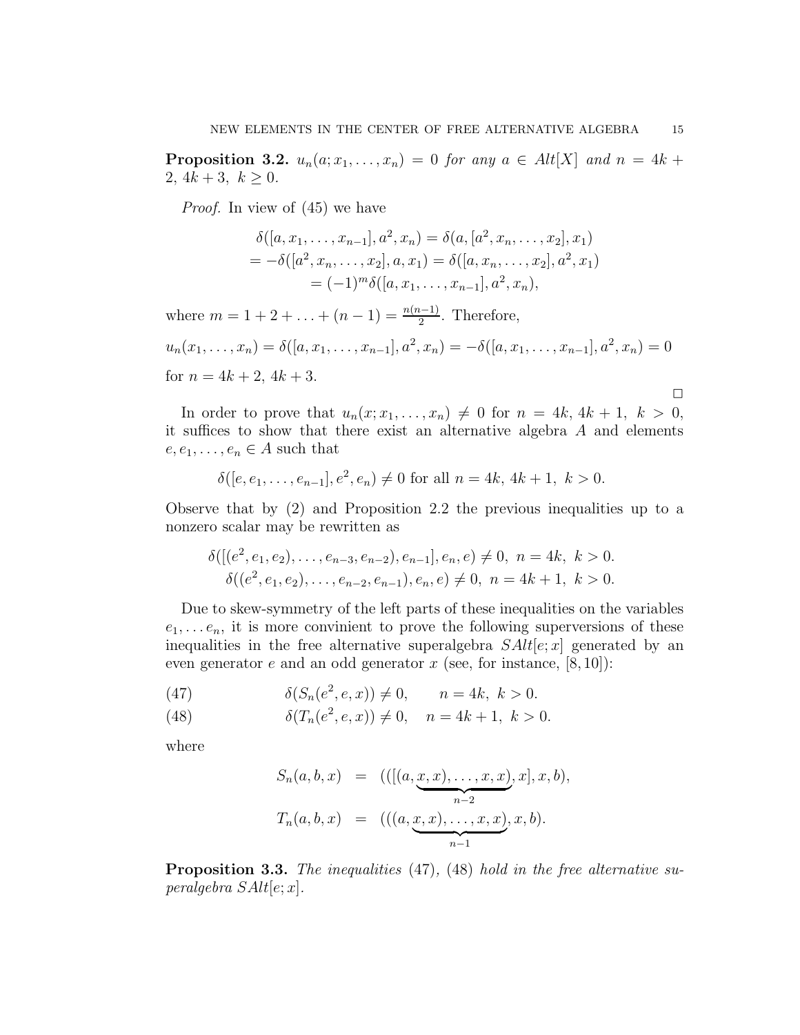**Proposition 3.2.** *$u_n(a; x_1, \dots, x_n) = 0$ for any $a \in Alt[X]$ and $n = 4k + 2,\ 4k+3,\ k \geq 0$.*

*Proof.* In view of (45) we have

$$
\begin{gathered}
\delta([a, x_1, \dots, x_{n-1}], a^2, x_n) = \delta(a, [a^2, x_n, \dots, x_2], x_1) \\
= -\delta([a^2, x_n, \dots, x_2], a, x_1) = \delta([a, x_n, \dots, x_2], a^2, x_1) \\
= (-1)^m \delta([a, x_1, \dots, x_{n-1}], a^2, x_n),
\end{gathered}
$$

where $m = 1 + 2 + \ldots + (n-1) = \frac{n(n-1)}{2}$. Therefore,

$$
u_n(x_1, \dots, x_n) = \delta([a, x_1, \dots, x_{n-1}], a^2, x_n) = -\delta([a, x_1, \dots, x_{n-1}], a^2, x_n) = 0
$$

for $n = 4k + 2,\ 4k + 3$.

$\square$

In order to prove that $u_n(x; x_1, \dots, x_n) \neq 0$ for $n = 4k,\ 4k+1,\ k > 0$, it suffices to show that there exist an alternative algebra $A$ and elements $e, e_1, \dots, e_n \in A$ such that

$$
\delta([e, e_1, \dots, e_{n-1}], e^2, e_n) \neq 0 \text{ for all } n = 4k,\ 4k+1,\ k > 0.
$$

Observe that by (2) and Proposition 2.2 the previous inequalities up to a nonzero scalar may be rewritten as

$$
\begin{gathered}
\delta([(e^2, e_1, e_2), \dots, e_{n-3}, e_{n-2}), e_{n-1}], e_n, e) \neq 0,\ n = 4k,\ k > 0. \\
\delta((e^2, e_1, e_2), \dots, e_{n-2}, e_{n-1}), e_n, e) \neq 0,\ n = 4k+1,\ k > 0.
\end{gathered}
$$

Due to skew-symmetry of the left parts of these inequalities on the variables $e_1, \dots e_n$, it is more convinient to prove the following superversions of these inequalities in the free alternative superalgebra $SAlt[e; x]$ generated by an even generator $e$ and an odd generator $x$ (see, for instance, [8, 10]):

$$
\delta(S_n(e^2, e, x)) \neq 0, \qquad n = 4k,\ k > 0. \tag{47}
$$

$$
\delta(T_n(e^2, e, x)) \neq 0, \quad n = 4k+1,\ k > 0. \tag{48}
$$

where

$$
\begin{aligned}
S_n(a, b, x) &= (([(a, \underbrace{x, x), \dots, x, x)}_{n-2}, x], x, b), \\
T_n(a, b, x) &= (((a, \underbrace{x, x), \dots, x, x)}_{n-1}, x, b).
\end{aligned}
$$

**Proposition 3.3.** *The inequalities (47), (48) hold in the free alternative superalgebra $SAlt[e; x]$.*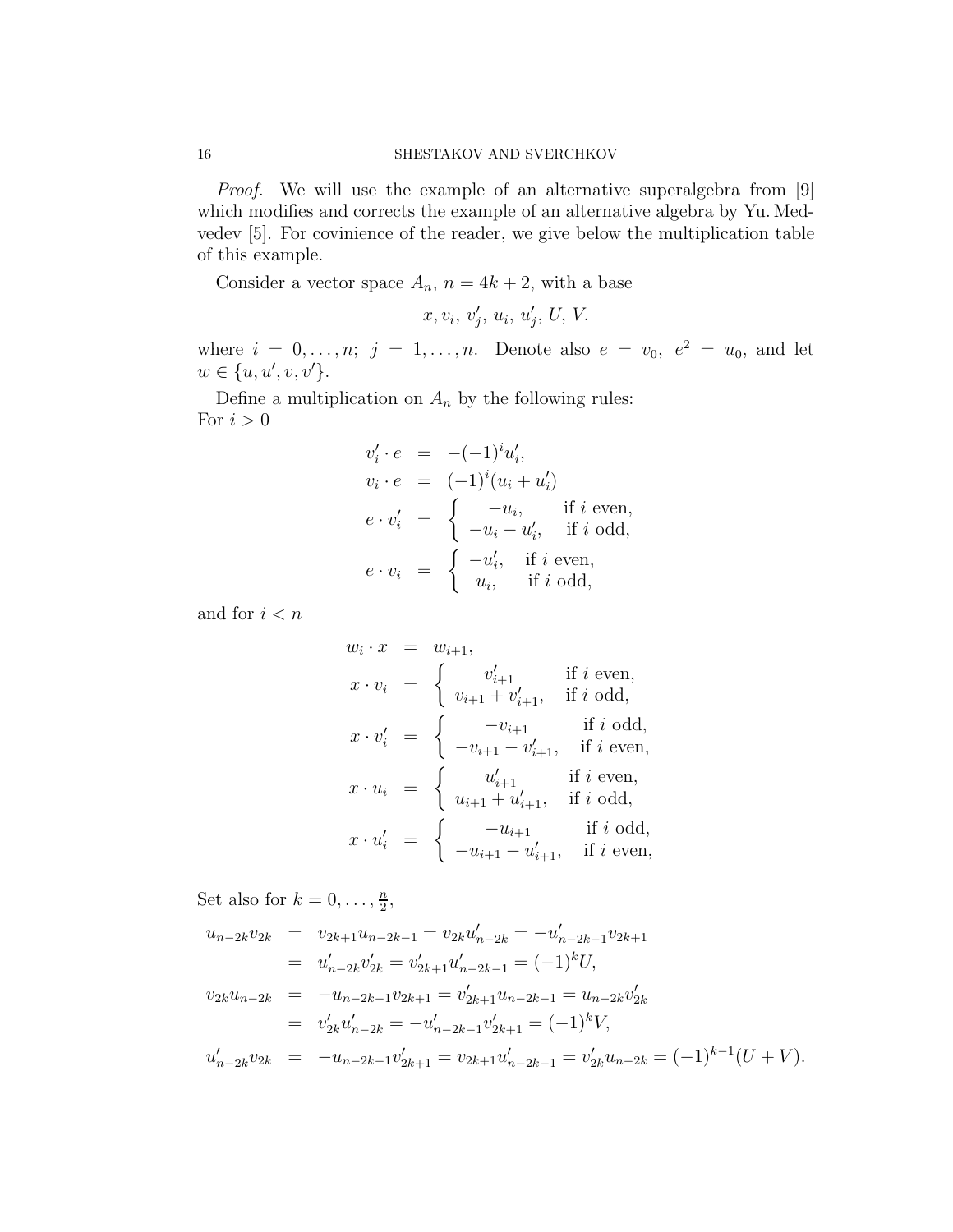*Proof.* We will use the example of an alternative superalgebra from [9] which modifies and corrects the example of an alternative algebra by Yu. Medvedev [5]. For covinience of the reader, we give below the multiplication table of this example.

Consider a vector space $A_n$, $n = 4k+2$, with a base

$$x, v_i, v'_j, u_i, u'_j, U, V.$$

where $i = 0,\ldots,n;\ j = 1,\ldots,n$. Denote also $e = v_0,\ e^2 = u_0$, and let $w \in \{u, u', v, v'\}$.

Define a multiplication on $A_n$ by the following rules:
For $i > 0$

$$\begin{aligned}
v'_i \cdot e &= -(-1)^i u'_i,\\
v_i \cdot e &= (-1)^i (u_i + u'_i)\\
e \cdot v'_i &= \begin{cases} -u_i, & \text{if } i \text{ even},\\ -u_i - u'_i, & \text{if } i \text{ odd},\end{cases}\\
e \cdot v_i &= \begin{cases} -u'_i, & \text{if } i \text{ even},\\ u_i, & \text{if } i \text{ odd},\end{cases}
\end{aligned}$$

and for $i < n$

$$\begin{aligned}
w_i \cdot x &= w_{i+1},\\
x \cdot v_i &= \begin{cases} v'_{i+1} & \text{if } i \text{ even},\\ v_{i+1} + v'_{i+1}, & \text{if } i \text{ odd},\end{cases}\\
x \cdot v'_i &= \begin{cases} -v_{i+1} & \text{if } i \text{ odd},\\ -v_{i+1} - v'_{i+1}, & \text{if } i \text{ even},\end{cases}\\
x \cdot u_i &= \begin{cases} u'_{i+1} & \text{if } i \text{ even},\\ u_{i+1} + u'_{i+1}, & \text{if } i \text{ odd},\end{cases}\\
x \cdot u'_i &= \begin{cases} -u_{i+1} & \text{if } i \text{ odd},\\ -u_{i+1} - u'_{i+1}, & \text{if } i \text{ even},\end{cases}
\end{aligned}$$

Set also for $k = 0,\ldots,\frac{n}{2}$,

$$\begin{aligned}
u_{n-2k}v_{2k} &= v_{2k+1}u_{n-2k-1} = v_{2k}u'_{n-2k} = -u'_{n-2k-1}v_{2k+1}\\
&= u'_{n-2k}v'_{2k} = v'_{2k+1}u'_{n-2k-1} = (-1)^k U,\\
v_{2k}u_{n-2k} &= -u_{n-2k-1}v_{2k+1} = v'_{2k+1}u_{n-2k-1} = u_{n-2k}v'_{2k}\\
&= v'_{2k}u'_{n-2k} = -u'_{n-2k-1}v'_{2k+1} = (-1)^k V,\\
u'_{n-2k}v_{2k} &= -u_{n-2k-1}v'_{2k+1} = v_{2k+1}u'_{n-2k-1} = v'_{2k}u_{n-2k} = (-1)^{k-1}(U+V).
\end{aligned}$$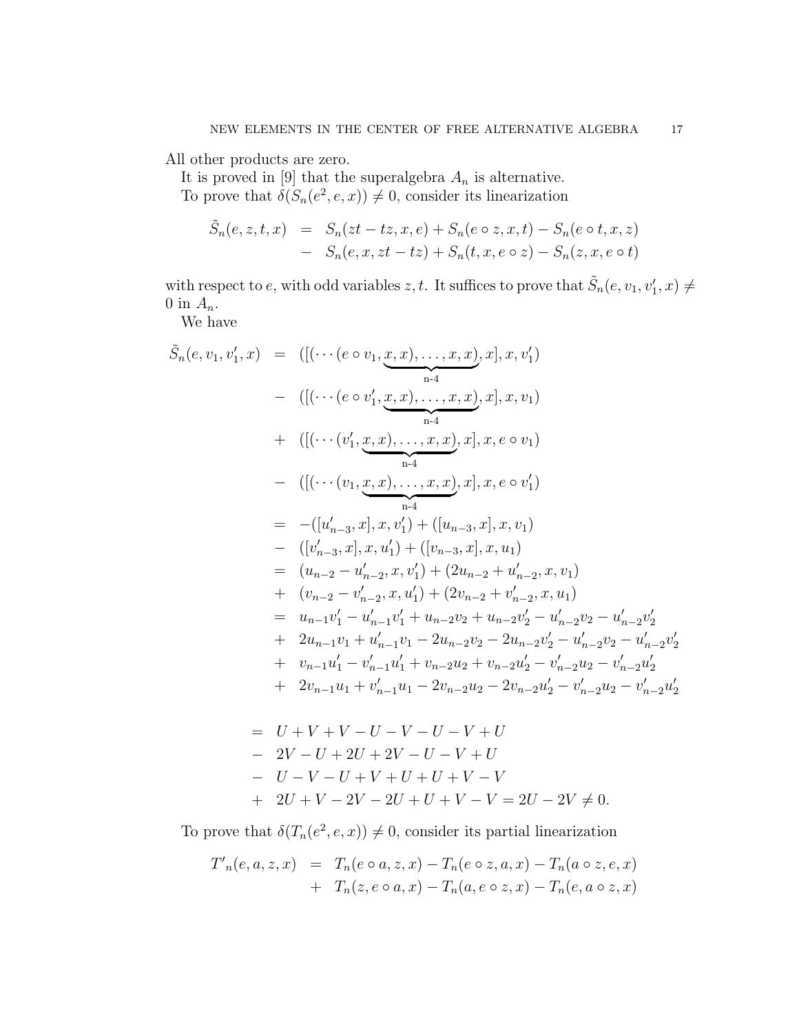All other products are zero.

It is proved in [9] that the superalgebra $A_n$ is alternative.

To prove that $\delta(S_n(e^2, e, x)) \neq 0$, consider its linearization

$$
\begin{aligned}
\tilde{S}_n(e, z, t, x) &= S_n(zt - tz, x, e) + S_n(e \circ z, x, t) - S_n(e \circ t, x, z) \\
&- S_n(e, x, zt - tz) + S_n(t, x, e \circ z) - S_n(z, x, e \circ t)
\end{aligned}
$$

with respect to $e$, with odd variables $z, t$. It suffices to prove that $\tilde{S}_n(e, v_1, v_1', x) \neq 0$ in $A_n$.

We have

$$
\begin{aligned}
\tilde{S}_n(e, v_1, v_1', x) &= ([(\cdots(e \circ v_1, \underbrace{x, x), \ldots, x, x)}_{\text{n-4}}, x], x, v_1') \\
&- ([(\cdots(e \circ v_1', \underbrace{x, x), \ldots, x, x)}_{\text{n-4}}, x], x, v_1) \\
&+ ([(\cdots(v_1', \underbrace{x, x), \ldots, x, x)}_{\text{n-4}}, x], x, e \circ v_1) \\
&- ([(\cdots(v_1, \underbrace{x, x), \ldots, x, x)}_{\text{n-4}}, x], x, e \circ v_1') \\
&= -([u_{n-3}', x], x, v_1') + ([u_{n-3}, x], x, v_1) \\
&- ([v_{n-3}', x], x, u_1') + ([v_{n-3}, x], x, u_1) \\
&= (u_{n-2} - u_{n-2}', x, v_1') + (2u_{n-2} + u_{n-2}', x, v_1) \\
&+ (v_{n-2} - v_{n-2}', x, u_1') + (2v_{n-2} + v_{n-2}', x, u_1) \\
&= u_{n-1}v_1' - u_{n-1}'v_1' + u_{n-2}v_2 + u_{n-2}v_2' - u_{n-2}'v_2 - u_{n-2}'v_2' \\
&+ 2u_{n-1}v_1 + u_{n-1}'v_1 - 2u_{n-2}v_2 - 2u_{n-2}v_2' - u_{n-2}'v_2 - u_{n-2}'v_2' \\
&+ v_{n-1}u_1' - v_{n-1}'u_1' + v_{n-2}u_2 + v_{n-2}u_2' - v_{n-2}'u_2 - v_{n-2}'u_2' \\
&+ 2v_{n-1}u_1 + v_{n-1}'u_1 - 2v_{n-2}u_2 - 2v_{n-2}u_2' - v_{n-2}'u_2 - v_{n-2}'u_2'
\end{aligned}
$$

$$
\begin{aligned}
&= U + V + V - U - V - U - V + U \\
&- 2V - U + 2U + 2V - U - V + U \\
&- U - V - U + V + U + U + V - V \\
&+ 2U + V - 2V - 2U + U + V - V = 2U - 2V \neq 0.
\end{aligned}
$$

To prove that $\delta(T_n(e^2, e, x)) \neq 0$, consider its partial linearization

$$
\begin{aligned}
T'_n(e, a, z, x) &= T_n(e \circ a, z, x) - T_n(e \circ z, a, x) - T_n(a \circ z, e, x) \\
&+ T_n(z, e \circ a, x) - T_n(a, e \circ z, x) - T_n(e, a \circ z, x)
\end{aligned}
$$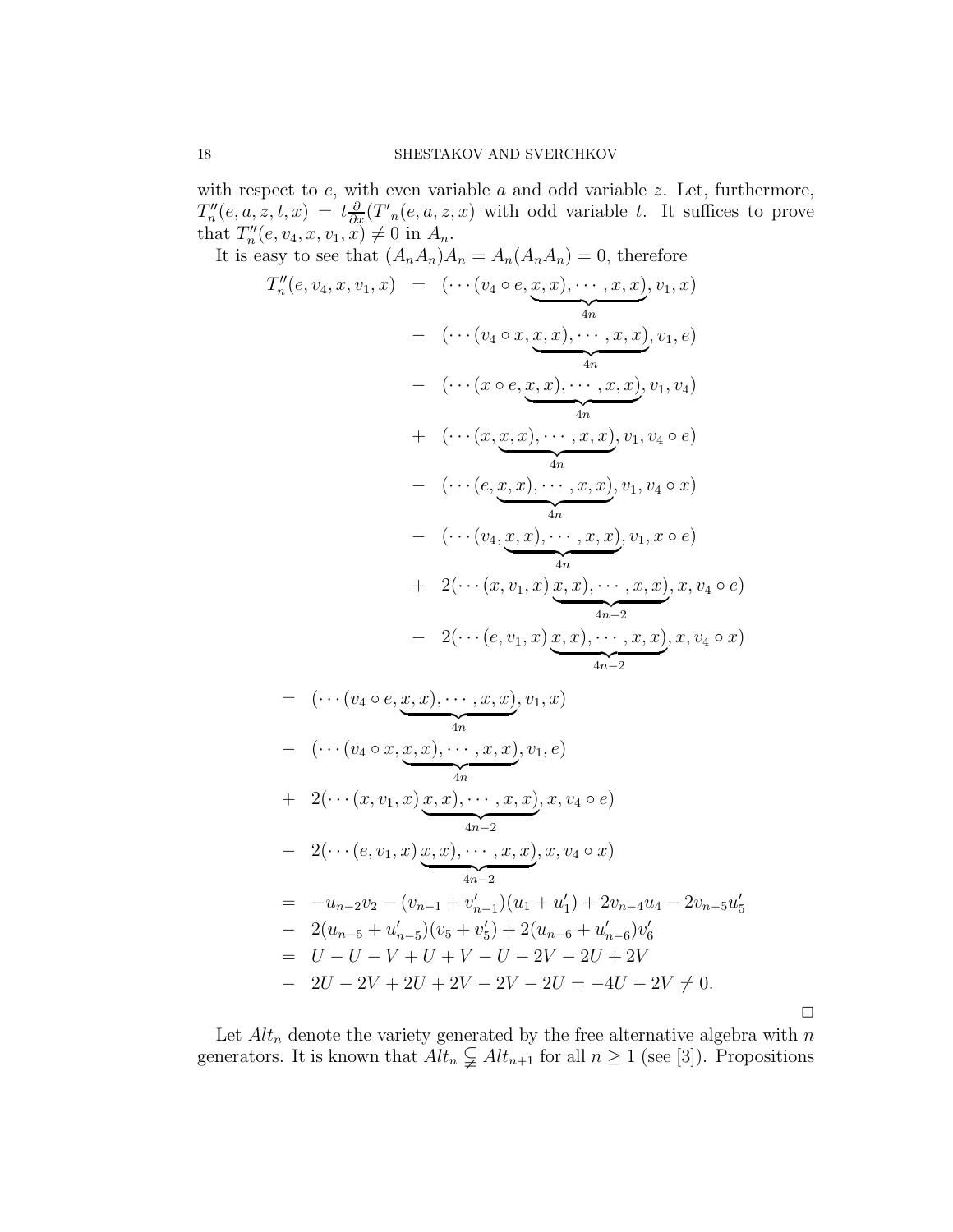with respect to $e$, with even variable $a$ and odd variable $z$. Let, furthermore, $T''_n(e,a,z,t,x) = t\frac{\partial}{\partial x}(T'_n(e,a,z,x)$ with odd variable $t$. It suffices to prove that $T''_n(e,v_4,x,v_1,x) \neq 0$ in $A_n$.

It is easy to see that $(A_nA_n)A_n = A_n(A_nA_n) = 0$, therefore

$$
\begin{aligned}
T''_n(e,v_4,x,v_1,x) &= (\cdots(v_4\circ e,\underbrace{x,x),\cdots,x,x)}_{4n},v_1,x) \\
&- (\cdots(v_4\circ x,\underbrace{x,x),\cdots,x,x)}_{4n},v_1,e) \\
&- (\cdots(x\circ e,\underbrace{x,x),\cdots,x,x)}_{4n},v_1,v_4) \\
&+ (\cdots(x,\underbrace{x,x),\cdots,x,x)}_{4n},v_1,v_4\circ e) \\
&- (\cdots(e,\underbrace{x,x),\cdots,x,x)}_{4n},v_1,v_4\circ x) \\
&- (\cdots(v_4,\underbrace{x,x),\cdots,x,x)}_{4n},v_1,x\circ e) \\
&+ 2(\cdots(x,v_1,x)\underbrace{x,x),\cdots,x,x)}_{4n-2},x,v_4\circ e) \\
&- 2(\cdots(e,v_1,x)\underbrace{x,x),\cdots,x,x)}_{4n-2},x,v_4\circ x)
\end{aligned}
$$

$$
\begin{aligned}
&= (\cdots(v_4\circ e,\underbrace{x,x),\cdots,x,x)}_{4n},v_1,x) \\
&- (\cdots(v_4\circ x,\underbrace{x,x),\cdots,x,x)}_{4n},v_1,e) \\
&+ 2(\cdots(x,v_1,x)\underbrace{x,x),\cdots,x,x)}_{4n-2},x,v_4\circ e) \\
&- 2(\cdots(e,v_1,x)\underbrace{x,x),\cdots,x,x)}_{4n-2},x,v_4\circ x) \\
&= -u_{n-2}v_2 - (v_{n-1}+v'_{n-1})(u_1+u'_1) + 2v_{n-4}u_4 - 2v_{n-5}u'_5 \\
&- 2(u_{n-5}+u'_{n-5})(v_5+v'_5) + 2(u_{n-6}+u'_{n-6})v'_6 \\
&= U - U - V + U + V - U - 2V - 2U + 2V \\
&- 2U - 2V + 2U + 2V - 2V - 2U = -4U - 2V \neq 0.
\end{aligned}
$$

□

Let $Alt_n$ denote the variety generated by the free alternative algebra with $n$ generators. It is known that $Alt_n \subsetneqq Alt_{n+1}$ for all $n \geq 1$ (see [3]). Propositions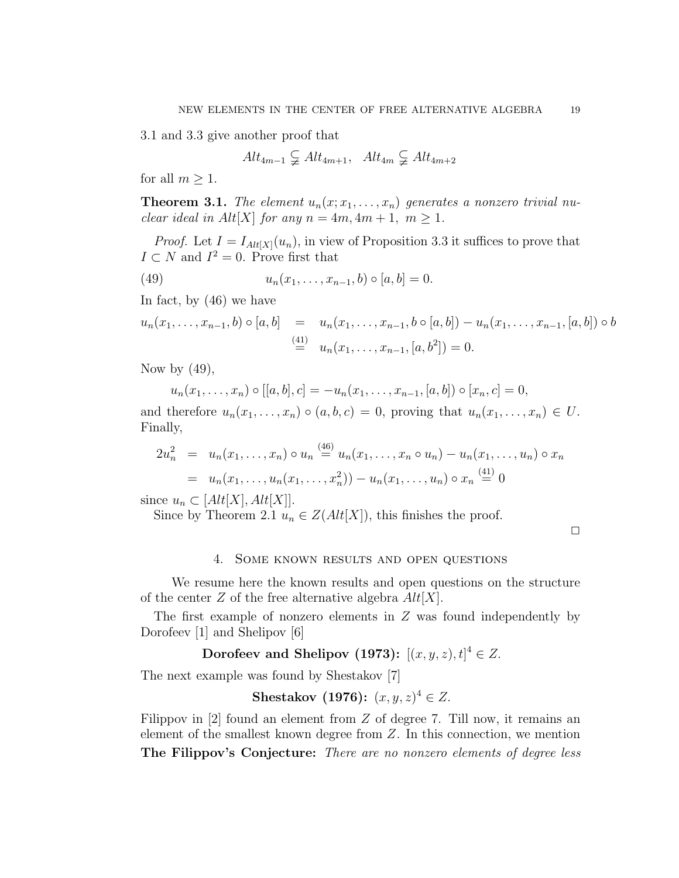3.1 and 3.3 give another proof that

$$Alt_{4m-1} \subsetneqq Alt_{4m+1}, \quad Alt_{4m} \subsetneqq Alt_{4m+2}$$

for all $m \geq 1$.

**Theorem 3.1.** *The element $u_n(x; x_1, \ldots, x_n)$ generates a nonzero trivial nuclear ideal in $Alt[X]$ for any $n = 4m, 4m+1, \ m \geq 1$.*

*Proof.* Let $I = I_{Alt[X]}(u_n)$, in view of Proposition 3.3 it suffices to prove that $I \subset N$ and $I^2 = 0$. Prove first that

$$u_n(x_1, \ldots, x_{n-1}, b) \circ [a, b] = 0. \tag{49}$$

In fact, by (46) we have

$$\begin{aligned} u_n(x_1, \ldots, x_{n-1}, b) \circ [a, b] &= u_n(x_1, \ldots, x_{n-1}, b \circ [a, b]) - u_n(x_1, \ldots, x_{n-1}, [a, b]) \circ b \\ &\overset{(41)}{=} u_n(x_1, \ldots, x_{n-1}, [a, b^2]) = 0. \end{aligned}$$

Now by (49),

$$u_n(x_1, \ldots, x_n) \circ [[a, b], c] = -u_n(x_1, \ldots, x_{n-1}, [a, b]) \circ [x_n, c] = 0,$$

and therefore $u_n(x_1, \ldots, x_n) \circ (a, b, c) = 0$, proving that $u_n(x_1, \ldots, x_n) \in U$. Finally,

$$\begin{aligned} 2u_n^2 &= u_n(x_1, \ldots, x_n) \circ u_n \overset{(46)}{=} u_n(x_1, \ldots, x_n \circ u_n) - u_n(x_1, \ldots, u_n) \circ x_n \\ &= u_n(x_1, \ldots, u_n(x_1, \ldots, x_n^2)) - u_n(x_1, \ldots, u_n) \circ x_n \overset{(41)}{=} 0 \end{aligned}$$

since $u_n \subset [Alt[X], Alt[X]]$.

Since by Theorem 2.1 $u_n \in Z(Alt[X])$, this finishes the proof. □

## 4. Some known results and open questions

We resume here the known results and open questions on the structure of the center $Z$ of the free alternative algebra $Alt[X]$.

The first example of nonzero elements in $Z$ was found independently by Dorofeev [1] and Shelipov [6]

**Dorofeev and Shelipov (1973):** $[(x, y, z), t]^4 \in Z$.

The next example was found by Shestakov [7]

**Shestakov (1976):** $(x, y, z)^4 \in Z$.

Filippov in [2] found an element from $Z$ of degree 7. Till now, it remains an element of the smallest known degree from $Z$. In this connection, we mention

**The Filippov's Conjecture:** *There are no nonzero elements of degree less*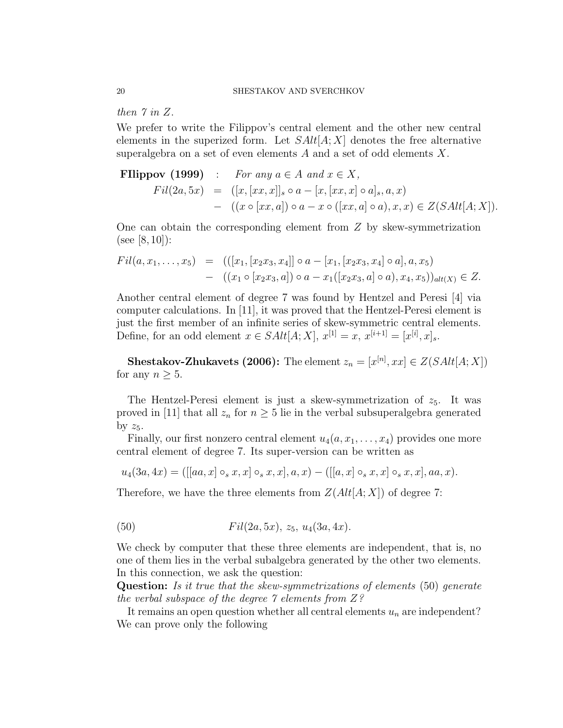*then 7 in $Z$.*

We prefer to write the Filippov's central element and the other new central elements in the superized form. Let $SAlt[A; X]$ denotes the free alternative superalgebra on a set of even elements $A$ and a set of odd elements $X$.

$$
\begin{aligned}
\textbf{FIlippov (1999)} \quad &: \quad \textit{For any } a \in A \textit{ and } x \in X, \\
Fil(2a, 5x) \quad &= \quad ([x, [xx, x]]_s \circ a - [x, [xx, x] \circ a]_s, a, x) \\
&- \quad ((x \circ [xx, a]) \circ a - x \circ ([xx, a] \circ a), x, x) \in Z(SAlt[A; X]).
\end{aligned}
$$

One can obtain the corresponding element from $Z$ by skew-symmetrization (see [8, 10]):

$$
\begin{aligned}
Fil(a, x_1, \ldots, x_5) \quad &= \quad (([x_1, [x_2x_3, x_4]] \circ a - [x_1, [x_2x_3, x_4] \circ a], a, x_5) \\
&- \quad ((x_1 \circ [x_2x_3, a]) \circ a - x_1([x_2x_3, a] \circ a), x_4, x_5))_{alt(X)} \in Z.
\end{aligned}
$$

Another central element of degree 7 was found by Hentzel and Peresi [4] via computer calculations. In [11], it was proved that the Hentzel-Peresi element is just the first member of an infinite series of skew-symmetric central elements. Define, for an odd element $x \in SAlt[A; X]$, $x^{[1]} = x$, $x^{[i+1]} = [x^{[i]}, x]_s$.

**Shestakov-Zhukavets (2006):** The element $z_n = [x^{[n]}, xx] \in Z(SAlt[A; X])$ for any $n \geq 5$.

The Hentzel-Peresi element is just a skew-symmetrization of $z_5$. It was proved in [11] that all $z_n$ for $n \geq 5$ lie in the verbal subsuperalgebra generated by $z_5$.

Finally, our first nonzero central element $u_4(a, x_1, \ldots, x_4)$ provides one more central element of degree 7. Its super-version can be written as

$$
u_4(3a, 4x) = ([[aa, x] \circ_s x, x] \circ_s x, x], a, x) - ([[a, x] \circ_s x, x] \circ_s x, x], aa, x).
$$

Therefore, we have the three elements from $Z(Alt[A; X])$ of degree 7:

$$
Fil(2a, 5x),\ z_5,\ u_4(3a, 4x). \tag{50}
$$

We check by computer that these three elements are independent, that is, no one of them lies in the verbal subalgebra generated by the other two elements. In this connection, we ask the question:

**Question:** *Is it true that the skew-symmetrizations of elements* (50) *generate the verbal subspace of the degree 7 elements from $Z$?*

It remains an open question whether all central elements $u_n$ are independent? We can prove only the following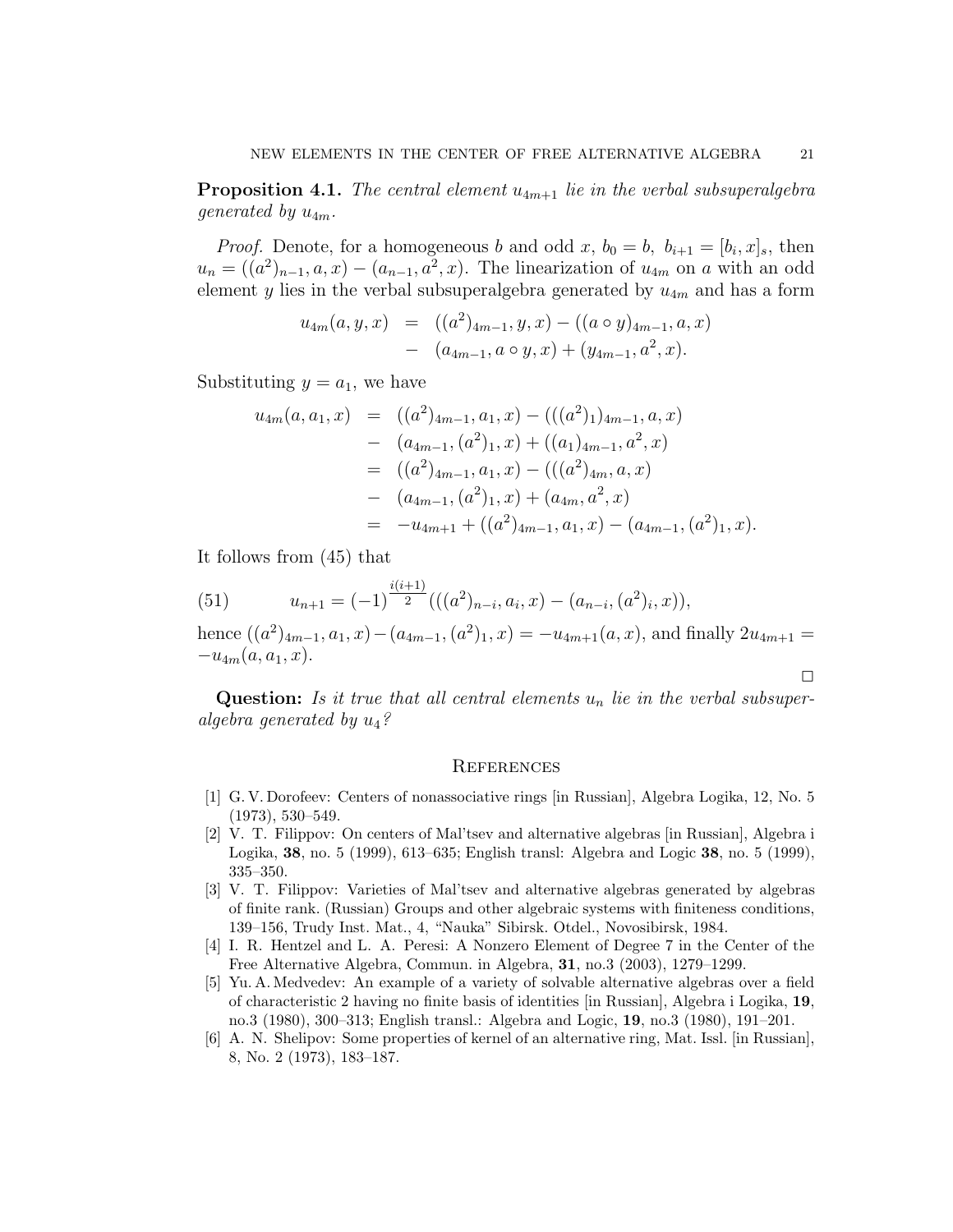**Proposition 4.1.** *The central element $u_{4m+1}$ lie in the verbal subsuperalgebra generated by $u_{4m}$.*

*Proof.* Denote, for a homogeneous $b$ and odd $x$, $b_0 = b,\ b_{i+1} = [b_i, x]_s$, then $u_n = ((a^2)_{n-1}, a, x) - (a_{n-1}, a^2, x)$. The linearization of $u_{4m}$ on $a$ with an odd element $y$ lies in the verbal subsuperalgebra generated by $u_{4m}$ and has a form

$$
\begin{aligned}
u_{4m}(a, y, x) &= ((a^2)_{4m-1}, y, x) - ((a \circ y)_{4m-1}, a, x) \\
&- (a_{4m-1}, a \circ y, x) + (y_{4m-1}, a^2, x).
\end{aligned}
$$

Substituting $y = a_1$, we have

$$
\begin{aligned}
u_{4m}(a, a_1, x) &= ((a^2)_{4m-1}, a_1, x) - (((a^2)_1)_{4m-1}, a, x) \\
&- (a_{4m-1}, (a^2)_1, x) + ((a_1)_{4m-1}, a^2, x) \\
&= ((a^2)_{4m-1}, a_1, x) - (((a^2)_{4m}, a, x) \\
&- (a_{4m-1}, (a^2)_1, x) + (a_{4m}, a^2, x) \\
&= -u_{4m+1} + ((a^2)_{4m-1}, a_1, x) - (a_{4m-1}, (a^2)_1, x).
\end{aligned}
$$

It follows from (45) that

$$
u_{n+1} = (-1)^{\frac{i(i+1)}{2}}(((a^2)_{n-i}, a_i, x) - (a_{n-i}, (a^2)_i, x)), \tag{51}
$$

hence $((a^2)_{4m-1}, a_1, x) - (a_{4m-1}, (a^2)_1, x) = -u_{4m+1}(a, x)$, and finally $2u_{4m+1} = -u_{4m}(a, a_1, x)$.

$\square$

**Question:** *Is it true that all central elements $u_n$ lie in the verbal subsuperalgebra generated by $u_4$?*

## References

[1] G. V. Dorofeev: Centers of nonassociative rings [in Russian], Algebra Logika, 12, No. 5 (1973), 530–549.

[2] V. T. Filippov: On centers of Mal'tsev and alternative algebras [in Russian], Algebra i Logika, **38**, no. 5 (1999), 613–635; English transl: Algebra and Logic **38**, no. 5 (1999), 335–350.

[3] V. T. Filippov: Varieties of Mal'tsev and alternative algebras generated by algebras of finite rank. (Russian) Groups and other algebraic systems with finiteness conditions, 139–156, Trudy Inst. Mat., 4, "Nauka" Sibirsk. Otdel., Novosibirsk, 1984.

[4] I. R. Hentzel and L. A. Peresi: A Nonzero Element of Degree 7 in the Center of the Free Alternative Algebra, Commun. in Algebra, **31**, no.3 (2003), 1279–1299.

[5] Yu. A. Medvedev: An example of a variety of solvable alternative algebras over a field of characteristic 2 having no finite basis of identities [in Russian], Algebra i Logika, **19**, no.3 (1980), 300–313; English transl.: Algebra and Logic, **19**, no.3 (1980), 191–201.

[6] A. N. Shelipov: Some properties of kernel of an alternative ring, Mat. Issl. [in Russian], 8, No. 2 (1973), 183–187.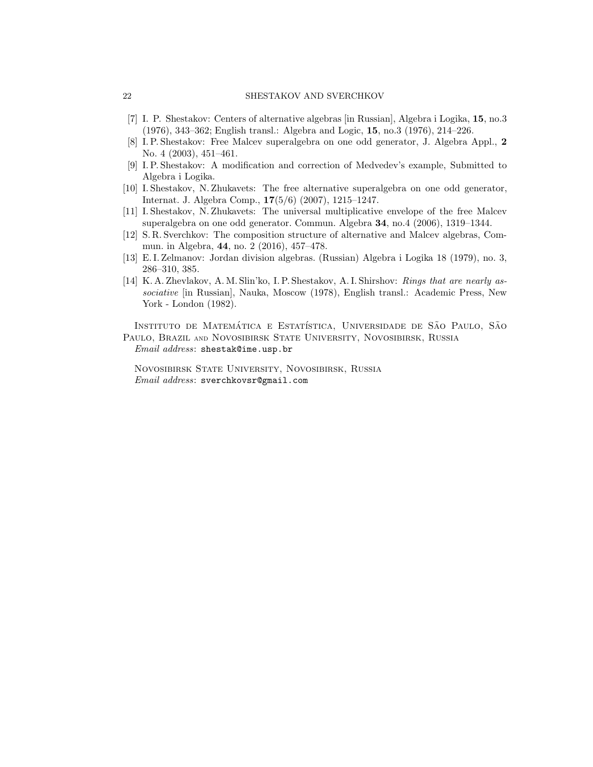[7] I. P. Shestakov: Centers of alternative algebras [in Russian], Algebra i Logika, **15**, no.3 (1976), 343–362; English transl.: Algebra and Logic, **15**, no.3 (1976), 214–226.

[8] I. P. Shestakov: Free Malcev superalgebra on one odd generator, J. Algebra Appl., **2** No. 4 (2003), 451–461.

[9] I. P. Shestakov: A modification and correction of Medvedev's example, Submitted to Algebra i Logika.

[10] I. Shestakov, N. Zhukavets: The free alternative superalgebra on one odd generator, Internat. J. Algebra Comp., **17**(5/6) (2007), 1215–1247.

[11] I. Shestakov, N. Zhukavets: The universal multiplicative envelope of the free Malcev superalgebra on one odd generator. Commun. Algebra **34**, no.4 (2006), 1319–1344.

[12] S. R. Sverchkov: The composition structure of alternative and Malcev algebras, Commun. in Algebra, **44**, no. 2 (2016), 457–478.

[13] E. I. Zelmanov: Jordan division algebras. (Russian) Algebra i Logika 18 (1979), no. 3, 286–310, 385.

[14] K. A. Zhevlakov, A. M. Slin'ko, I. P. Shestakov, A. I. Shirshov: *Rings that are nearly associative* [in Russian], Nauka, Moscow (1978), English transl.: Academic Press, New York - London (1982).

Instituto de Matemática e Estatística, Universidade de São Paulo, São Paulo, Brazil and Novosibirsk State University, Novosibirsk, Russia
*Email address*: shestak@ime.usp.br

Novosibirsk State University, Novosibirsk, Russia
*Email address*: sverchkovsr@gmail.com